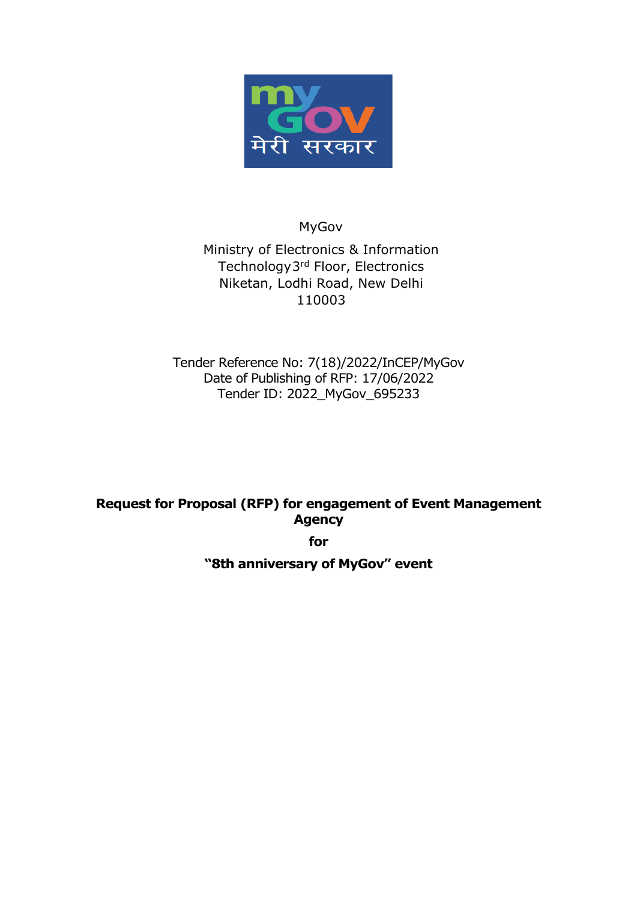MyGov

Ministry of Electronics & Information Technology 3rd Floor, Electronics Niketan, Lodhi Road, New Delhi 110003

Tender Reference No: 7(18)/2022/InCEP/MyGov
Date of Publishing of RFP: 17/06/2022
Tender ID: 2022_MyGov_695233

# Request for Proposal (RFP) for engagement of Event Management Agency

**for**

**"8th anniversary of MyGov" event**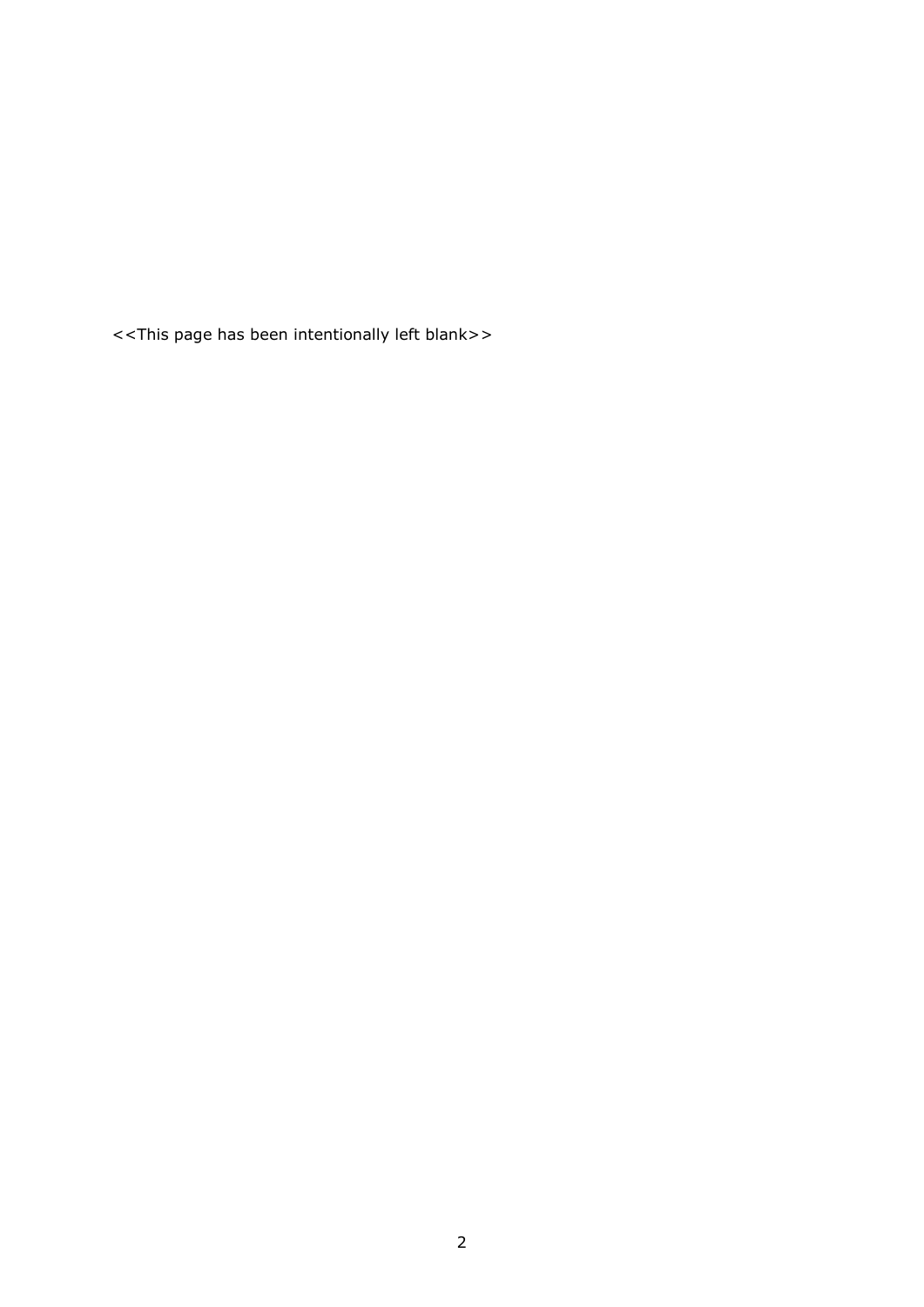<<This page has been intentionally left blank>>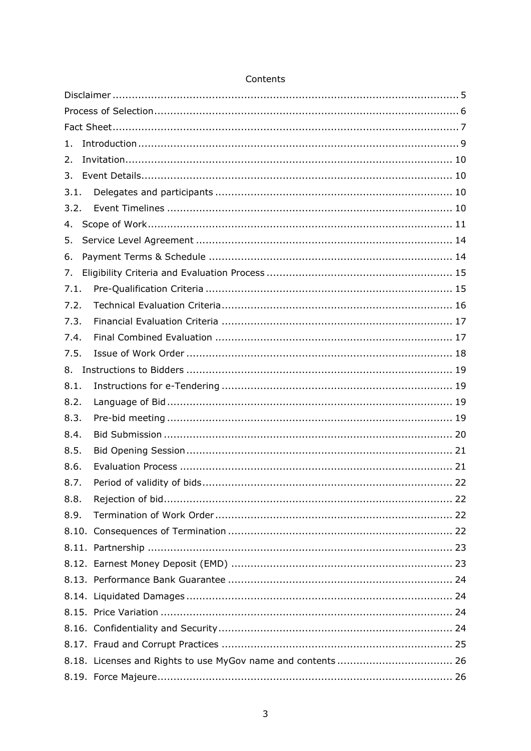Contents

Disclaimer ..................................................................................................... 5

Process of Selection ........................................................................................ 6

Fact Sheet ...................................................................................................... 7

1. Introduction .............................................................................................. 9

2. Invitation ................................................................................................. 10

3. Event Details ............................................................................................ 10

3.1. Delegates and participants ..................................................................... 10

3.2. Event Timelines ..................................................................................... 10

4. Scope of Work .......................................................................................... 11

5. Service Level Agreement ........................................................................... 14

6. Payment Terms & Schedule ....................................................................... 14

7. Eligibility Criteria and Evaluation Process .................................................... 15

7.1. Pre-Qualification Criteria ........................................................................ 15

7.2. Technical Evaluation Criteria ................................................................... 16

7.3. Financial Evaluation Criteria ................................................................... 17

7.4. Final Combined Evaluation ..................................................................... 17

7.5. Issue of Work Order .............................................................................. 18

8. Instructions to Bidders .............................................................................. 19

8.1. Instructions for e-Tendering ................................................................... 19

8.2. Language of Bid .................................................................................... 19

8.3. Pre-bid meeting .................................................................................... 19

8.4. Bid Submission ..................................................................................... 20

8.5. Bid Opening Session .............................................................................. 21

8.6. Evaluation Process ................................................................................ 21

8.7. Period of validity of bids ......................................................................... 22

8.8. Rejection of bid ..................................................................................... 22

8.9. Termination of Work Order ..................................................................... 22

8.10. Consequences of Termination ................................................................. 22

8.11. Partnership ......................................................................................... 23

8.12. Earnest Money Deposit (EMD) ................................................................ 23

8.13. Performance Bank Guarantee ................................................................. 24

8.14. Liquidated Damages ............................................................................. 24

8.15. Price Variation ..................................................................................... 24

8.16. Confidentiality and Security ................................................................... 24

8.17. Fraud and Corrupt Practices ................................................................... 25

8.18. Licenses and Rights to use MyGov name and contents ................................ 26

8.19. Force Majeure ...................................................................................... 26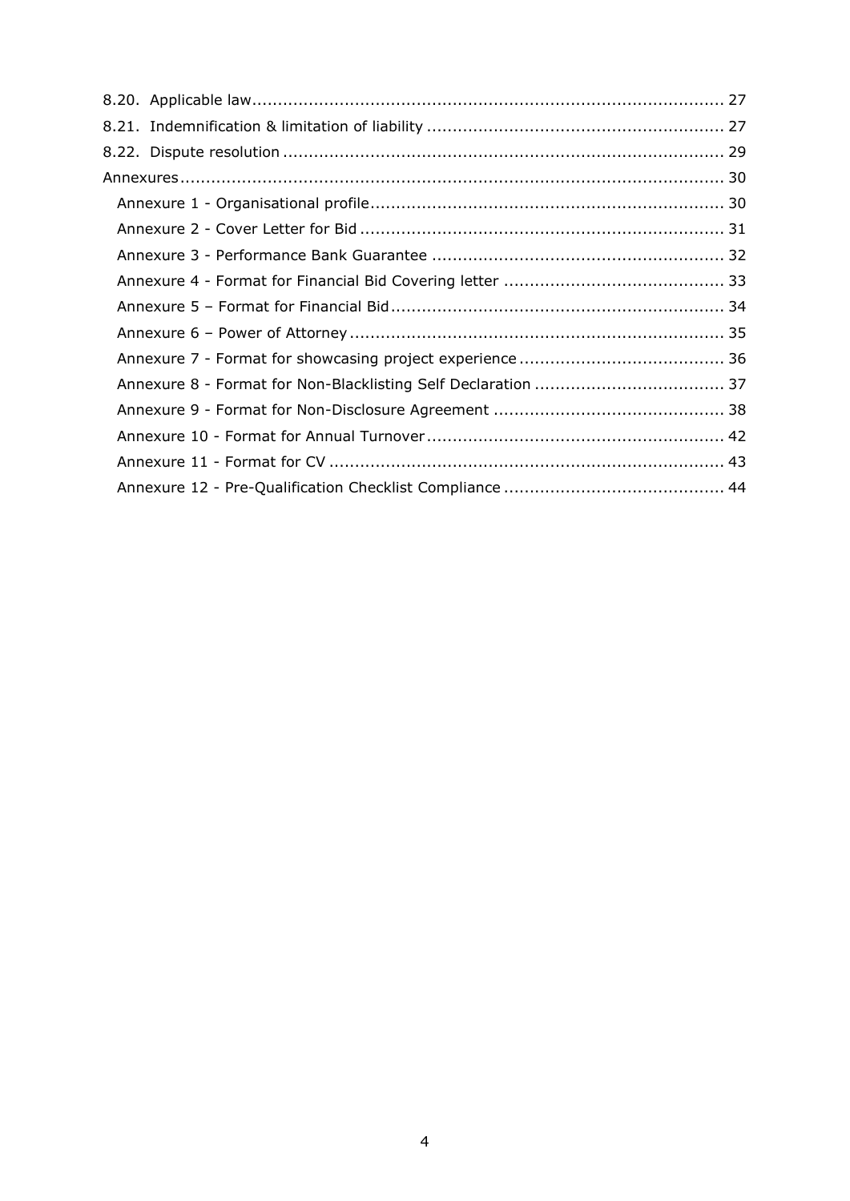8.20. Applicable law ........................................................................................ 27

8.21. Indemnification & limitation of liability .......................................................... 27

8.22. Dispute resolution ..................................................................................... 29

Annexures ........................................................................................................ 30

- Annexure 1 - Organisational profile .................................................................... 30
- Annexure 2 - Cover Letter for Bid ...................................................................... 31
- Annexure 3 - Performance Bank Guarantee ......................................................... 32
- Annexure 4 - Format for Financial Bid Covering letter ........................................... 33
- Annexure 5 – Format for Financial Bid ................................................................ 34
- Annexure 6 – Power of Attorney ......................................................................... 35
- Annexure 7 - Format for showcasing project experience ........................................ 36
- Annexure 8 - Format for Non-Blacklisting Self Declaration ..................................... 37
- Annexure 9 - Format for Non-Disclosure Agreement ............................................. 38
- Annexure 10 - Format for Annual Turnover .......................................................... 42
- Annexure 11 - Format for CV ............................................................................. 43
- Annexure 12 - Pre-Qualification Checklist Compliance ........................................... 44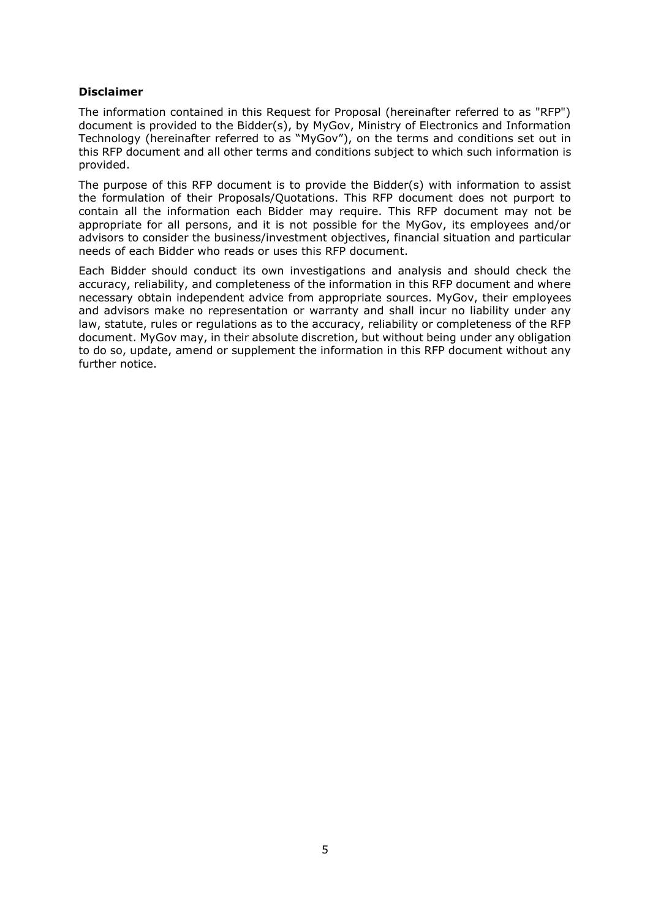**Disclaimer**

The information contained in this Request for Proposal (hereinafter referred to as "RFP") document is provided to the Bidder(s), by MyGov, Ministry of Electronics and Information Technology (hereinafter referred to as "MyGov"), on the terms and conditions set out in this RFP document and all other terms and conditions subject to which such information is provided.

The purpose of this RFP document is to provide the Bidder(s) with information to assist the formulation of their Proposals/Quotations. This RFP document does not purport to contain all the information each Bidder may require. This RFP document may not be appropriate for all persons, and it is not possible for the MyGov, its employees and/or advisors to consider the business/investment objectives, financial situation and particular needs of each Bidder who reads or uses this RFP document.

Each Bidder should conduct its own investigations and analysis and should check the accuracy, reliability, and completeness of the information in this RFP document and where necessary obtain independent advice from appropriate sources. MyGov, their employees and advisors make no representation or warranty and shall incur no liability under any law, statute, rules or regulations as to the accuracy, reliability or completeness of the RFP document. MyGov may, in their absolute discretion, but without being under any obligation to do so, update, amend or supplement the information in this RFP document without any further notice.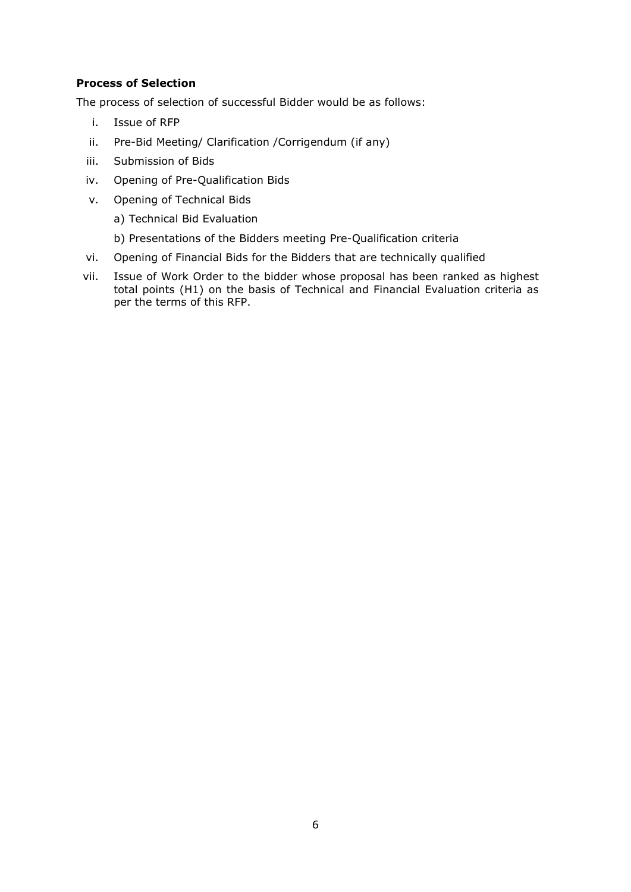**Process of Selection**

The process of selection of successful Bidder would be as follows:

i. Issue of RFP
ii. Pre-Bid Meeting/ Clarification /Corrigendum (if any)
iii. Submission of Bids
iv. Opening of Pre-Qualification Bids
v. Opening of Technical Bids
   a) Technical Bid Evaluation
   b) Presentations of the Bidders meeting Pre-Qualification criteria
vi. Opening of Financial Bids for the Bidders that are technically qualified
vii. Issue of Work Order to the bidder whose proposal has been ranked as highest total points (H1) on the basis of Technical and Financial Evaluation criteria as per the terms of this RFP.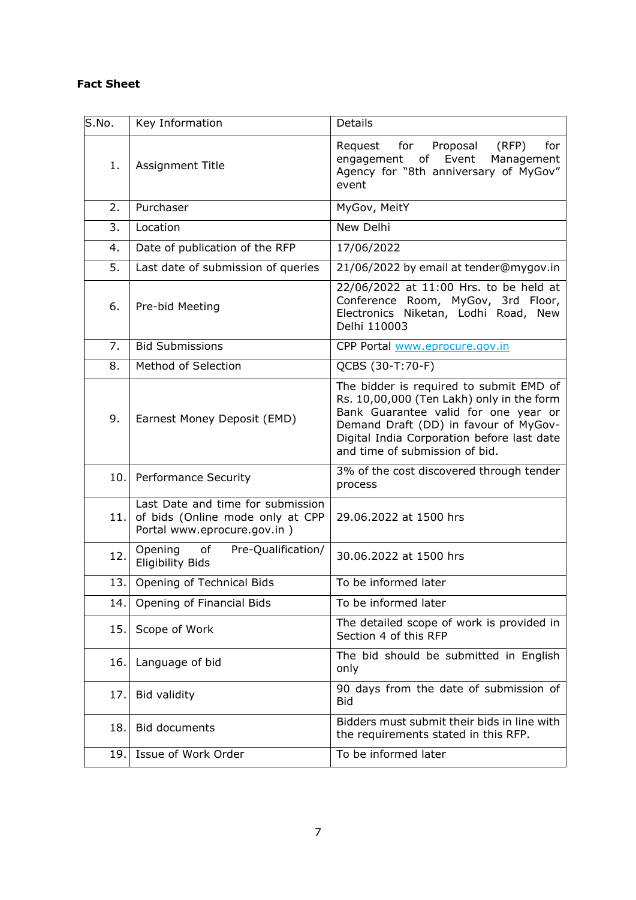**Fact Sheet**

| S.No. | Key Information | Details |
|---|---|---|
| 1. | Assignment Title | Request for Proposal (RFP) for engagement of Event Management Agency for "8th anniversary of MyGov" event |
| 2. | Purchaser | MyGov, MeitY |
| 3. | Location | New Delhi |
| 4. | Date of publication of the RFP | 17/06/2022 |
| 5. | Last date of submission of queries | 21/06/2022 by email at tender@mygov.in |
| 6. | Pre-bid Meeting | 22/06/2022 at 11:00 Hrs. to be held at Conference Room, MyGov, 3rd Floor, Electronics Niketan, Lodhi Road, New Delhi 110003 |
| 7. | Bid Submissions | CPP Portal www.eprocure.gov.in |
| 8. | Method of Selection | QCBS (30-T:70-F) |
| 9. | Earnest Money Deposit (EMD) | The bidder is required to submit EMD of Rs. 10,00,000 (Ten Lakh) only in the form Bank Guarantee valid for one year or Demand Draft (DD) in favour of MyGov-Digital India Corporation before last date and time of submission of bid. |
| 10. | Performance Security | 3% of the cost discovered through tender process |
| 11. | Last Date and time for submission of bids (Online mode only at CPP Portal www.eprocure.gov.in ) | 29.06.2022 at 1500 hrs |
| 12. | Opening of Pre-Qualification/ Eligibility Bids | 30.06.2022 at 1500 hrs |
| 13. | Opening of Technical Bids | To be informed later |
| 14. | Opening of Financial Bids | To be informed later |
| 15. | Scope of Work | The detailed scope of work is provided in Section 4 of this RFP |
| 16. | Language of bid | The bid should be submitted in English only |
| 17. | Bid validity | 90 days from the date of submission of Bid |
| 18. | Bid documents | Bidders must submit their bids in line with the requirements stated in this RFP. |
| 19. | Issue of Work Order | To be informed later |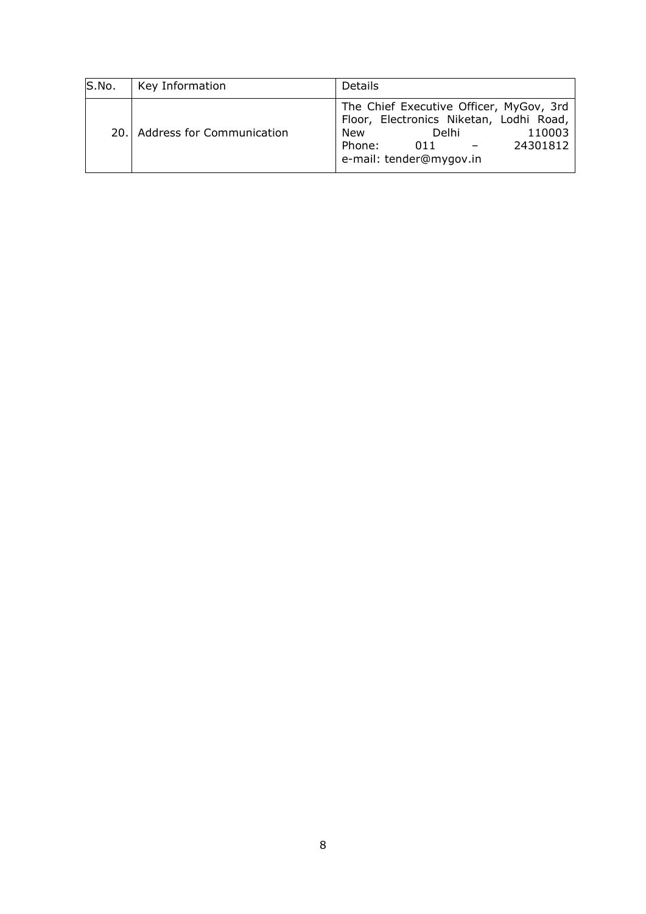| S.No. | Key Information | Details |
|---|---|---|
| 20. | Address for Communication | The Chief Executive Officer, MyGov, 3rd Floor, Electronics Niketan, Lodhi Road, New Delhi 110003 Phone: 011 – 24301812 e-mail: tender@mygov.in |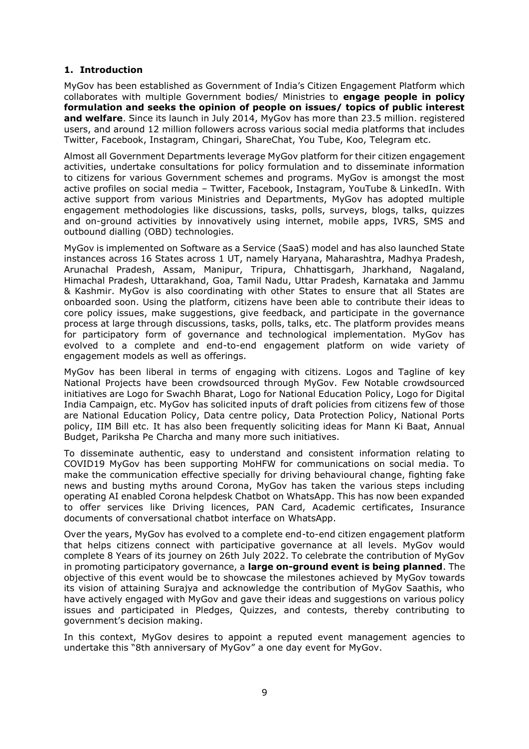## 1. Introduction

MyGov has been established as Government of India's Citizen Engagement Platform which collaborates with multiple Government bodies/ Ministries to **engage people in policy formulation and seeks the opinion of people on issues/ topics of public interest and welfare**. Since its launch in July 2014, MyGov has more than 23.5 million. registered users, and around 12 million followers across various social media platforms that includes Twitter, Facebook, Instagram, Chingari, ShareChat, You Tube, Koo, Telegram etc.

Almost all Government Departments leverage MyGov platform for their citizen engagement activities, undertake consultations for policy formulation and to disseminate information to citizens for various Government schemes and programs. MyGov is amongst the most active profiles on social media – Twitter, Facebook, Instagram, YouTube & LinkedIn. With active support from various Ministries and Departments, MyGov has adopted multiple engagement methodologies like discussions, tasks, polls, surveys, blogs, talks, quizzes and on-ground activities by innovatively using internet, mobile apps, IVRS, SMS and outbound dialling (OBD) technologies.

MyGov is implemented on Software as a Service (SaaS) model and has also launched State instances across 16 States across 1 UT, namely Haryana, Maharashtra, Madhya Pradesh, Arunachal Pradesh, Assam, Manipur, Tripura, Chhattisgarh, Jharkhand, Nagaland, Himachal Pradesh, Uttarakhand, Goa, Tamil Nadu, Uttar Pradesh, Karnataka and Jammu & Kashmir. MyGov is also coordinating with other States to ensure that all States are onboarded soon. Using the platform, citizens have been able to contribute their ideas to core policy issues, make suggestions, give feedback, and participate in the governance process at large through discussions, tasks, polls, talks, etc. The platform provides means for participatory form of governance and technological implementation. MyGov has evolved to a complete and end-to-end engagement platform on wide variety of engagement models as well as offerings.

MyGov has been liberal in terms of engaging with citizens. Logos and Tagline of key National Projects have been crowdsourced through MyGov. Few Notable crowdsourced initiatives are Logo for Swachh Bharat, Logo for National Education Policy, Logo for Digital India Campaign, etc. MyGov has solicited inputs of draft policies from citizens few of those are National Education Policy, Data centre policy, Data Protection Policy, National Ports policy, IIM Bill etc. It has also been frequently soliciting ideas for Mann Ki Baat, Annual Budget, Pariksha Pe Charcha and many more such initiatives.

To disseminate authentic, easy to understand and consistent information relating to COVID19 MyGov has been supporting MoHFW for communications on social media. To make the communication effective specially for driving behavioural change, fighting fake news and busting myths around Corona, MyGov has taken the various steps including operating AI enabled Corona helpdesk Chatbot on WhatsApp. This has now been expanded to offer services like Driving licences, PAN Card, Academic certificates, Insurance documents of conversational chatbot interface on WhatsApp.

Over the years, MyGov has evolved to a complete end-to-end citizen engagement platform that helps citizens connect with participative governance at all levels. MyGov would complete 8 Years of its journey on 26th July 2022. To celebrate the contribution of MyGov in promoting participatory governance, a **large on-ground event is being planned**. The objective of this event would be to showcase the milestones achieved by MyGov towards its vision of attaining Surajya and acknowledge the contribution of MyGov Saathis, who have actively engaged with MyGov and gave their ideas and suggestions on various policy issues and participated in Pledges, Quizzes, and contests, thereby contributing to government's decision making.

In this context, MyGov desires to appoint a reputed event management agencies to undertake this "8th anniversary of MyGov" a one day event for MyGov.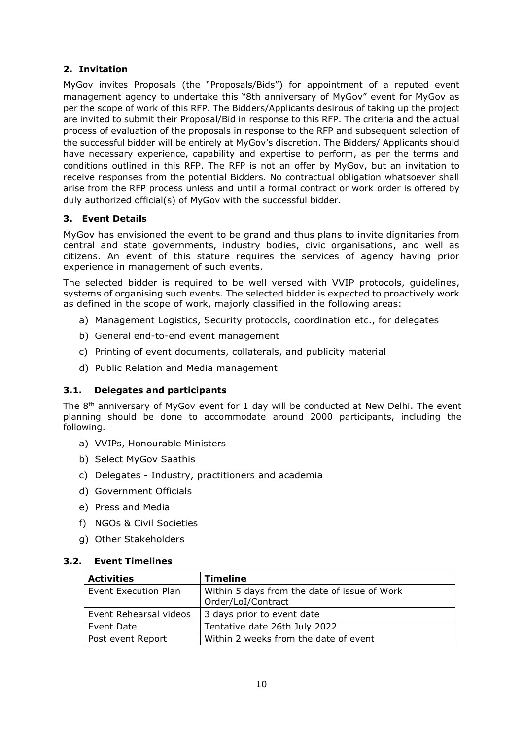## 2. Invitation

MyGov invites Proposals (the "Proposals/Bids") for appointment of a reputed event management agency to undertake this "8th anniversary of MyGov" event for MyGov as per the scope of work of this RFP. The Bidders/Applicants desirous of taking up the project are invited to submit their Proposal/Bid in response to this RFP. The criteria and the actual process of evaluation of the proposals in response to the RFP and subsequent selection of the successful bidder will be entirely at MyGov's discretion. The Bidders/ Applicants should have necessary experience, capability and expertise to perform, as per the terms and conditions outlined in this RFP. The RFP is not an offer by MyGov, but an invitation to receive responses from the potential Bidders. No contractual obligation whatsoever shall arise from the RFP process unless and until a formal contract or work order is offered by duly authorized official(s) of MyGov with the successful bidder.

## 3. Event Details

MyGov has envisioned the event to be grand and thus plans to invite dignitaries from central and state governments, industry bodies, civic organisations, and well as citizens. An event of this stature requires the services of agency having prior experience in management of such events.

The selected bidder is required to be well versed with VVIP protocols, guidelines, systems of organising such events. The selected bidder is expected to proactively work as defined in the scope of work, majorly classified in the following areas:

a) Management Logistics, Security protocols, coordination etc., for delegates
b) General end-to-end event management
c) Printing of event documents, collaterals, and publicity material
d) Public Relation and Media management

### 3.1. Delegates and participants

The 8th anniversary of MyGov event for 1 day will be conducted at New Delhi. The event planning should be done to accommodate around 2000 participants, including the following.

a) VVIPs, Honourable Ministers
b) Select MyGov Saathis
c) Delegates - Industry, practitioners and academia
d) Government Officials
e) Press and Media
f) NGOs & Civil Societies
g) Other Stakeholders

### 3.2. Event Timelines

| Activities | Timeline |
|---|---|
| Event Execution Plan | Within 5 days from the date of issue of Work Order/LoI/Contract |
| Event Rehearsal videos | 3 days prior to event date |
| Event Date | Tentative date 26th July 2022 |
| Post event Report | Within 2 weeks from the date of event |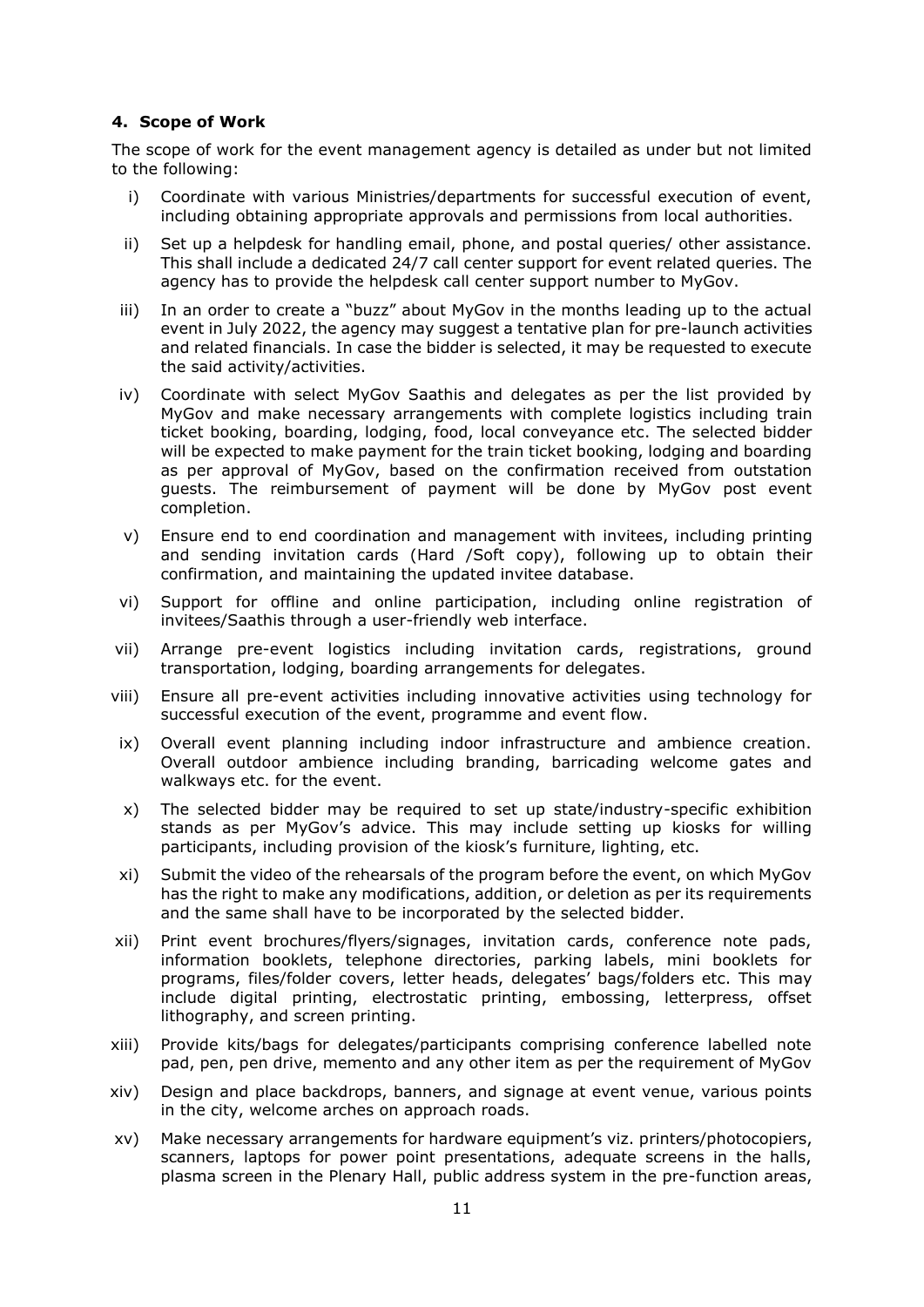### 4. Scope of Work

The scope of work for the event management agency is detailed as under but not limited to the following:

i) Coordinate with various Ministries/departments for successful execution of event, including obtaining appropriate approvals and permissions from local authorities.

ii) Set up a helpdesk for handling email, phone, and postal queries/ other assistance. This shall include a dedicated 24/7 call center support for event related queries. The agency has to provide the helpdesk call center support number to MyGov.

iii) In an order to create a "buzz" about MyGov in the months leading up to the actual event in July 2022, the agency may suggest a tentative plan for pre-launch activities and related financials. In case the bidder is selected, it may be requested to execute the said activity/activities.

iv) Coordinate with select MyGov Saathis and delegates as per the list provided by MyGov and make necessary arrangements with complete logistics including train ticket booking, boarding, lodging, food, local conveyance etc. The selected bidder will be expected to make payment for the train ticket booking, lodging and boarding as per approval of MyGov, based on the confirmation received from outstation guests. The reimbursement of payment will be done by MyGov post event completion.

v) Ensure end to end coordination and management with invitees, including printing and sending invitation cards (Hard /Soft copy), following up to obtain their confirmation, and maintaining the updated invitee database.

vi) Support for offline and online participation, including online registration of invitees/Saathis through a user-friendly web interface.

vii) Arrange pre-event logistics including invitation cards, registrations, ground transportation, lodging, boarding arrangements for delegates.

viii) Ensure all pre-event activities including innovative activities using technology for successful execution of the event, programme and event flow.

ix) Overall event planning including indoor infrastructure and ambience creation. Overall outdoor ambience including branding, barricading welcome gates and walkways etc. for the event.

x) The selected bidder may be required to set up state/industry-specific exhibition stands as per MyGov's advice. This may include setting up kiosks for willing participants, including provision of the kiosk's furniture, lighting, etc.

xi) Submit the video of the rehearsals of the program before the event, on which MyGov has the right to make any modifications, addition, or deletion as per its requirements and the same shall have to be incorporated by the selected bidder.

xii) Print event brochures/flyers/signages, invitation cards, conference note pads, information booklets, telephone directories, parking labels, mini booklets for programs, files/folder covers, letter heads, delegates' bags/folders etc. This may include digital printing, electrostatic printing, embossing, letterpress, offset lithography, and screen printing.

xiii) Provide kits/bags for delegates/participants comprising conference labelled note pad, pen, pen drive, memento and any other item as per the requirement of MyGov

xiv) Design and place backdrops, banners, and signage at event venue, various points in the city, welcome arches on approach roads.

xv) Make necessary arrangements for hardware equipment's viz. printers/photocopiers, scanners, laptops for power point presentations, adequate screens in the halls, plasma screen in the Plenary Hall, public address system in the pre-function areas,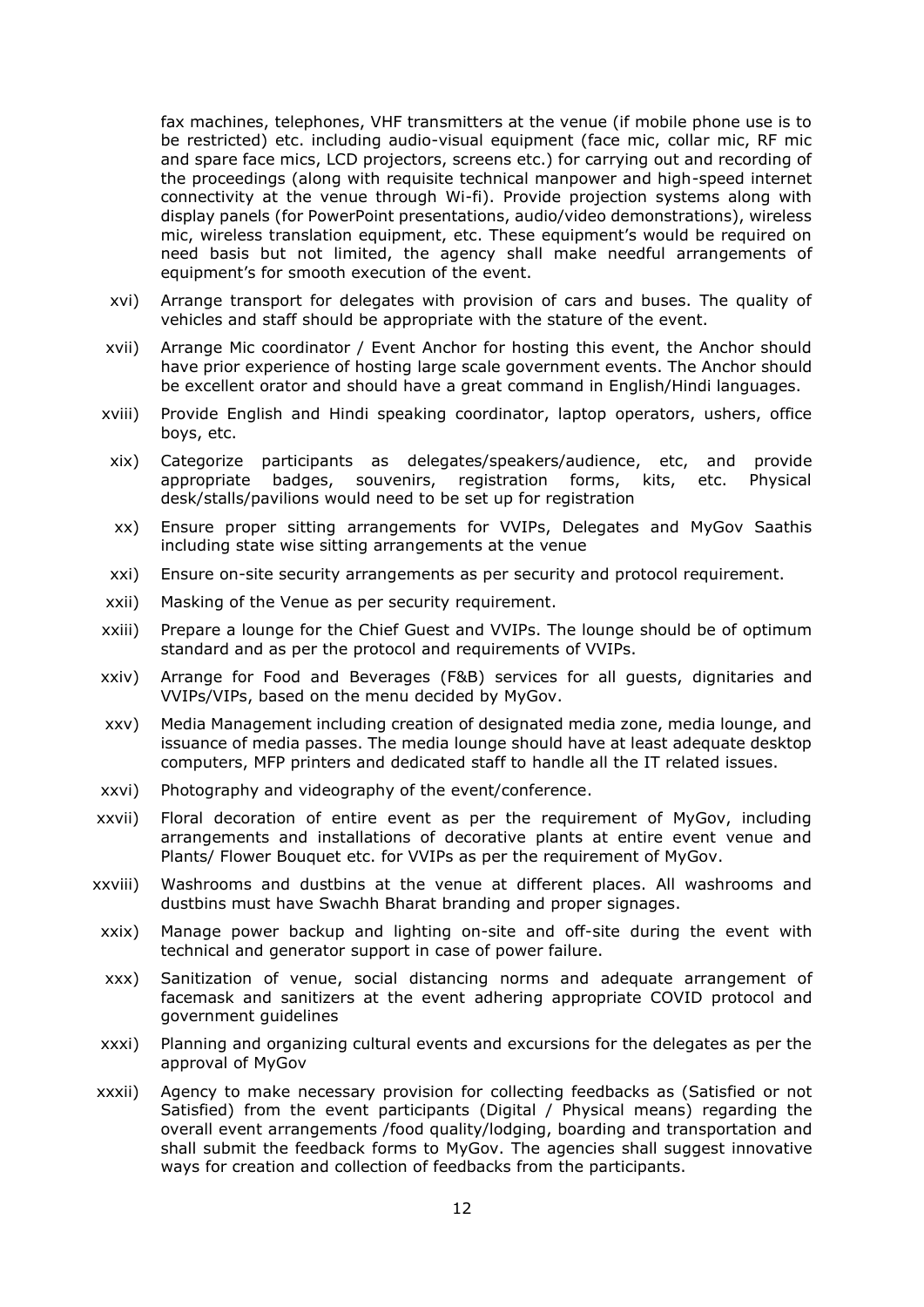fax machines, telephones, VHF transmitters at the venue (if mobile phone use is to be restricted) etc. including audio-visual equipment (face mic, collar mic, RF mic and spare face mics, LCD projectors, screens etc.) for carrying out and recording of the proceedings (along with requisite technical manpower and high-speed internet connectivity at the venue through Wi-fi). Provide projection systems along with display panels (for PowerPoint presentations, audio/video demonstrations), wireless mic, wireless translation equipment, etc. These equipment's would be required on need basis but not limited, the agency shall make needful arrangements of equipment's for smooth execution of the event.

xvi) Arrange transport for delegates with provision of cars and buses. The quality of vehicles and staff should be appropriate with the stature of the event.

xvii) Arrange Mic coordinator / Event Anchor for hosting this event, the Anchor should have prior experience of hosting large scale government events. The Anchor should be excellent orator and should have a great command in English/Hindi languages.

xviii) Provide English and Hindi speaking coordinator, laptop operators, ushers, office boys, etc.

xix) Categorize participants as delegates/speakers/audience, etc, and provide appropriate badges, souvenirs, registration forms, kits, etc. Physical desk/stalls/pavilions would need to be set up for registration

xx) Ensure proper sitting arrangements for VVIPs, Delegates and MyGov Saathis including state wise sitting arrangements at the venue

xxi) Ensure on-site security arrangements as per security and protocol requirement.

xxii) Masking of the Venue as per security requirement.

xxiii) Prepare a lounge for the Chief Guest and VVIPs. The lounge should be of optimum standard and as per the protocol and requirements of VVIPs.

xxiv) Arrange for Food and Beverages (F&B) services for all guests, dignitaries and VVIPs/VIPs, based on the menu decided by MyGov.

xxv) Media Management including creation of designated media zone, media lounge, and issuance of media passes. The media lounge should have at least adequate desktop computers, MFP printers and dedicated staff to handle all the IT related issues.

xxvi) Photography and videography of the event/conference.

xxvii) Floral decoration of entire event as per the requirement of MyGov, including arrangements and installations of decorative plants at entire event venue and Plants/ Flower Bouquet etc. for VVIPs as per the requirement of MyGov.

xxviii) Washrooms and dustbins at the venue at different places. All washrooms and dustbins must have Swachh Bharat branding and proper signages.

xxix) Manage power backup and lighting on-site and off-site during the event with technical and generator support in case of power failure.

xxx) Sanitization of venue, social distancing norms and adequate arrangement of facemask and sanitizers at the event adhering appropriate COVID protocol and government guidelines

xxxi) Planning and organizing cultural events and excursions for the delegates as per the approval of MyGov

xxxii) Agency to make necessary provision for collecting feedbacks as (Satisfied or not Satisfied) from the event participants (Digital / Physical means) regarding the overall event arrangements /food quality/lodging, boarding and transportation and shall submit the feedback forms to MyGov. The agencies shall suggest innovative ways for creation and collection of feedbacks from the participants.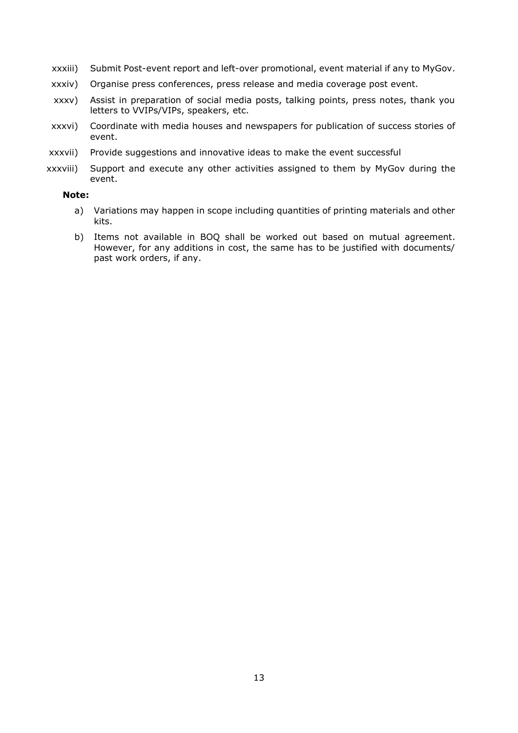xxxiii) Submit Post-event report and left-over promotional, event material if any to MyGov.

xxxiv) Organise press conferences, press release and media coverage post event.

xxxv) Assist in preparation of social media posts, talking points, press notes, thank you letters to VVIPs/VIPs, speakers, etc.

xxxvi) Coordinate with media houses and newspapers for publication of success stories of event.

xxxvii) Provide suggestions and innovative ideas to make the event successful

xxxviii) Support and execute any other activities assigned to them by MyGov during the event.

**Note:**

a) Variations may happen in scope including quantities of printing materials and other kits.

b) Items not available in BOQ shall be worked out based on mutual agreement. However, for any additions in cost, the same has to be justified with documents/ past work orders, if any.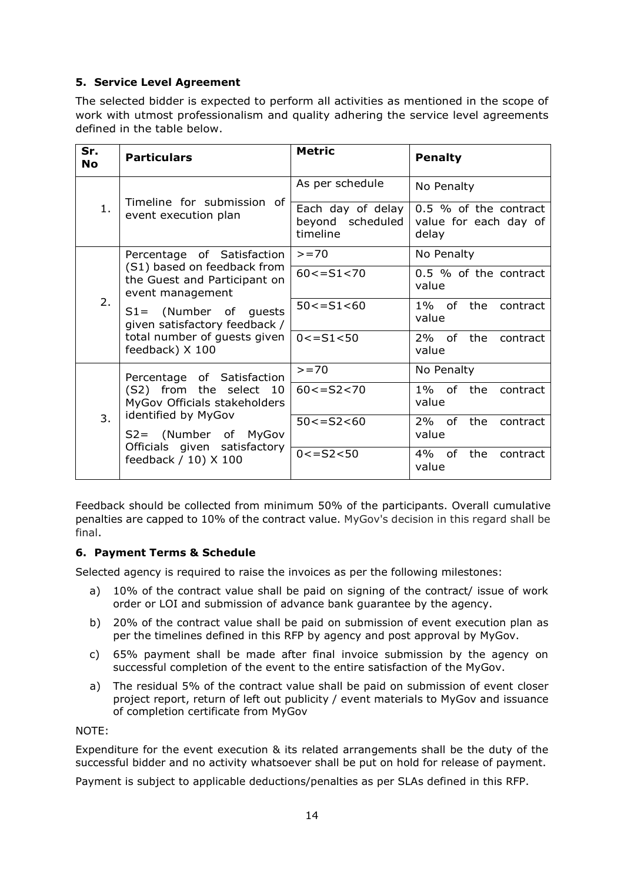### 5. Service Level Agreement

The selected bidder is expected to perform all activities as mentioned in the scope of work with utmost professionalism and quality adhering the service level agreements defined in the table below.

| Sr. No | Particulars | Metric | Penalty |
|---|---|---|---|
| 1. | Timeline for submission of event execution plan | As per schedule | No Penalty |
| | | Each day of delay beyond scheduled timeline | 0.5 % of the contract value for each day of delay |
| 2. | Percentage of Satisfaction (S1) based on feedback from the Guest and Participant on event management<br><br>S1= (Number of guests given satisfactory feedback / total number of guests given feedback) X 100 | >=70 | No Penalty |
| | | 60<=S1<70 | 0.5 % of the contract value |
| | | 50<=S1<60 | 1% of the contract value |
| | | 0<=S1<50 | 2% of the contract value |
| 3. | Percentage of Satisfaction (S2) from the select 10 MyGov Officials stakeholders identified by MyGov<br><br>S2= (Number of MyGov Officials given satisfactory feedback / 10) X 100 | >=70 | No Penalty |
| | | 60<=S2<70 | 1% of the contract value |
| | | 50<=S2<60 | 2% of the contract value |
| | | 0<=S2<50 | 4% of the contract value |

Feedback should be collected from minimum 50% of the participants. Overall cumulative penalties are capped to 10% of the contract value. MyGov's decision in this regard shall be final.

### 6. Payment Terms & Schedule

Selected agency is required to raise the invoices as per the following milestones:

a) 10% of the contract value shall be paid on signing of the contract/ issue of work order or LOI and submission of advance bank guarantee by the agency.

b) 20% of the contract value shall be paid on submission of event execution plan as per the timelines defined in this RFP by agency and post approval by MyGov.

c) 65% payment shall be made after final invoice submission by the agency on successful completion of the event to the entire satisfaction of the MyGov.

a) The residual 5% of the contract value shall be paid on submission of event closer project report, return of left out publicity / event materials to MyGov and issuance of completion certificate from MyGov

NOTE:

Expenditure for the event execution & its related arrangements shall be the duty of the successful bidder and no activity whatsoever shall be put on hold for release of payment.

Payment is subject to applicable deductions/penalties as per SLAs defined in this RFP.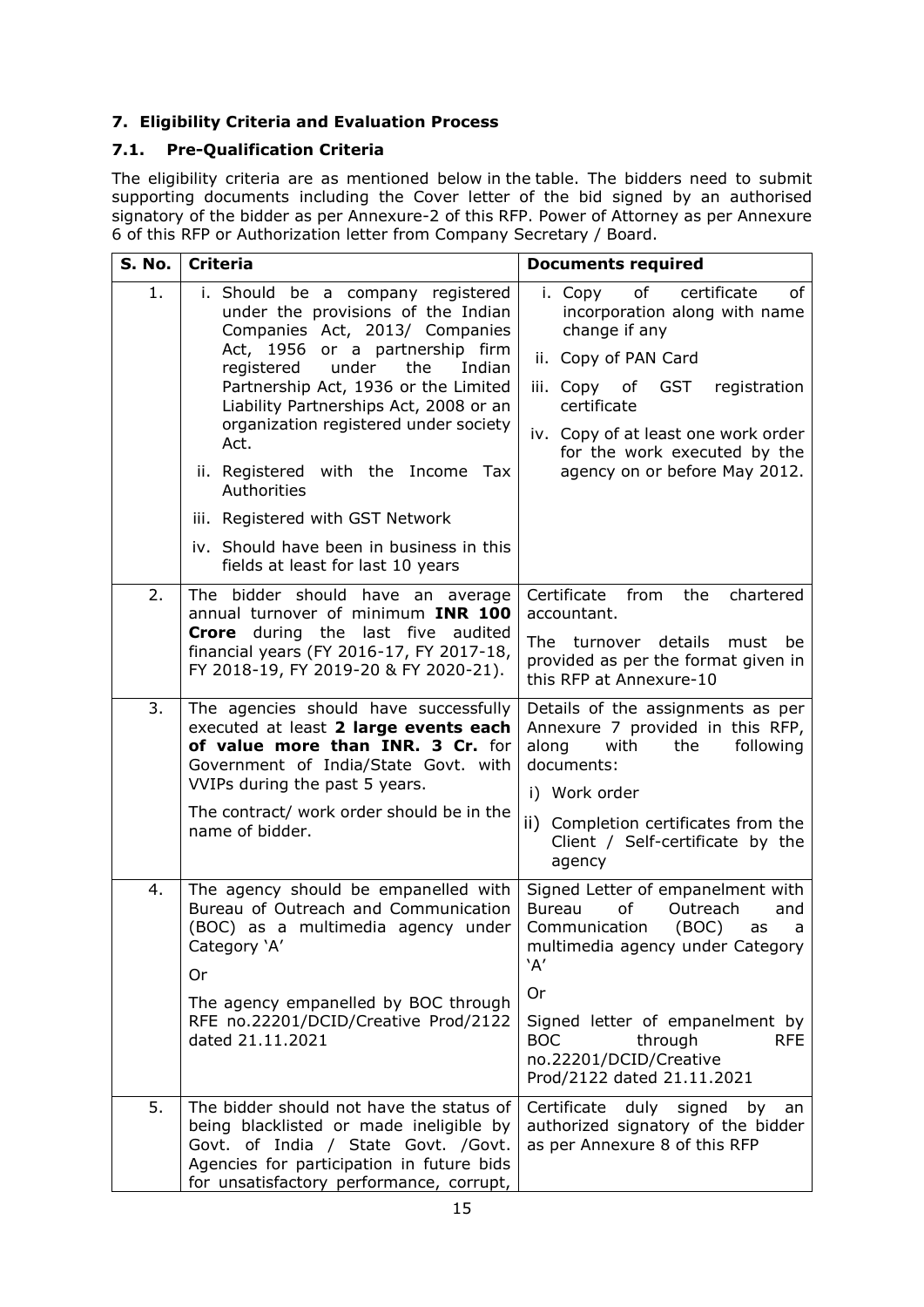## 7. Eligibility Criteria and Evaluation Process

### 7.1. Pre-Qualification Criteria

The eligibility criteria are as mentioned below in the table. The bidders need to submit supporting documents including the Cover letter of the bid signed by an authorised signatory of the bidder as per Annexure-2 of this RFP. Power of Attorney as per Annexure 6 of this RFP or Authorization letter from Company Secretary / Board.

| S. No. | Criteria | Documents required |
|---|---|---|
| 1. | i. Should be a company registered under the provisions of the Indian Companies Act, 2013/ Companies Act, 1956 or a partnership firm registered under the Indian Partnership Act, 1936 or the Limited Liability Partnerships Act, 2008 or an organization registered under society Act.<br>ii. Registered with the Income Tax Authorities<br>iii. Registered with GST Network<br>iv. Should have been in business in this fields at least for last 10 years | i. Copy of certificate of incorporation along with name change if any<br>ii. Copy of PAN Card<br>iii. Copy of GST registration certificate<br>iv. Copy of at least one work order for the work executed by the agency on or before May 2012. |
| 2. | The bidder should have an average annual turnover of minimum **INR 100 Crore** during the last five audited financial years (FY 2016-17, FY 2017-18, FY 2018-19, FY 2019-20 & FY 2020-21). | Certificate from the chartered accountant.<br>The turnover details must be provided as per the format given in this RFP at Annexure-10 |
| 3. | The agencies should have successfully executed at least **2 large events each of value more than INR. 3 Cr.** for Government of India/State Govt. with VVIPs during the past 5 years.<br>The contract/ work order should be in the name of bidder. | Details of the assignments as per Annexure 7 provided in this RFP, along with the following documents:<br>i) Work order<br>ii) Completion certificates from the Client / Self-certificate by the agency |
| 4. | The agency should be empanelled with Bureau of Outreach and Communication (BOC) as a multimedia agency under Category 'A'<br>Or<br>The agency empanelled by BOC through RFE no.22201/DCID/Creative Prod/2122 dated 21.11.2021 | Signed Letter of empanelment with Bureau of Outreach and Communication (BOC) as a multimedia agency under Category 'A'<br>Or<br>Signed letter of empanelment by BOC through RFE no.22201/DCID/Creative Prod/2122 dated 21.11.2021 |
| 5. | The bidder should not have the status of being blacklisted or made ineligible by Govt. of India / State Govt. /Govt. Agencies for participation in future bids for unsatisfactory performance, corrupt, | Certificate duly signed by an authorized signatory of the bidder as per Annexure 8 of this RFP |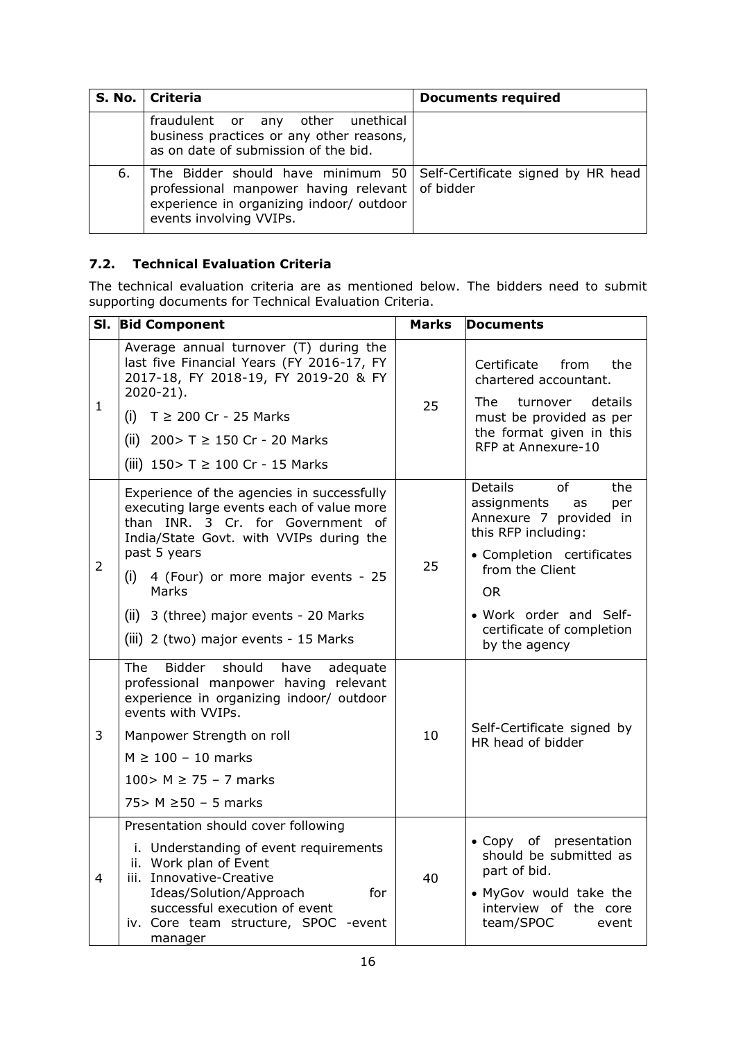| S. No. | Criteria | Documents required |
|---|---|---|
| | fraudulent or any other unethical business practices or any other reasons, as on date of submission of the bid. | |
| 6. | The Bidder should have minimum 50 professional manpower having relevant experience in organizing indoor/ outdoor events involving VVIPs. | Self-Certificate signed by HR head of bidder |

### 7.2. Technical Evaluation Criteria

The technical evaluation criteria are as mentioned below. The bidders need to submit supporting documents for Technical Evaluation Criteria.

| Sl. | Bid Component | Marks | Documents |
|---|---|---|---|
| 1 | Average annual turnover (T) during the last five Financial Years (FY 2016-17, FY 2017-18, FY 2018-19, FY 2019-20 & FY 2020-21).<br>(i) T ≥ 200 Cr - 25 Marks<br>(ii) 200> T ≥ 150 Cr - 20 Marks<br>(iii) 150> T ≥ 100 Cr - 15 Marks | 25 | Certificate from the chartered accountant.<br>The turnover details must be provided as per the format given in this RFP at Annexure-10 |
| 2 | Experience of the agencies in successfully executing large events each of value more than INR. 3 Cr. for Government of India/State Govt. with VVIPs during the past 5 years<br>(i) 4 (Four) or more major events - 25 Marks<br>(ii) 3 (three) major events - 20 Marks<br>(iii) 2 (two) major events - 15 Marks | 25 | Details of the assignments as per Annexure 7 provided in this RFP including:<br>• Completion certificates from the Client<br>OR<br>• Work order and Self-certificate of completion by the agency |
| 3 | The Bidder should have adequate professional manpower having relevant experience in organizing indoor/ outdoor events with VVIPs.<br>Manpower Strength on roll<br>M ≥ 100 – 10 marks<br>100> M ≥ 75 – 7 marks<br>75> M ≥50 – 5 marks | 10 | Self-Certificate signed by HR head of bidder |
| 4 | Presentation should cover following<br>i. Understanding of event requirements<br>ii. Work plan of Event<br>iii. Innovative-Creative Ideas/Solution/Approach for successful execution of event<br>iv. Core team structure, SPOC -event manager | 40 | • Copy of presentation should be submitted as part of bid.<br>• MyGov would take the interview of the core team/SPOC event |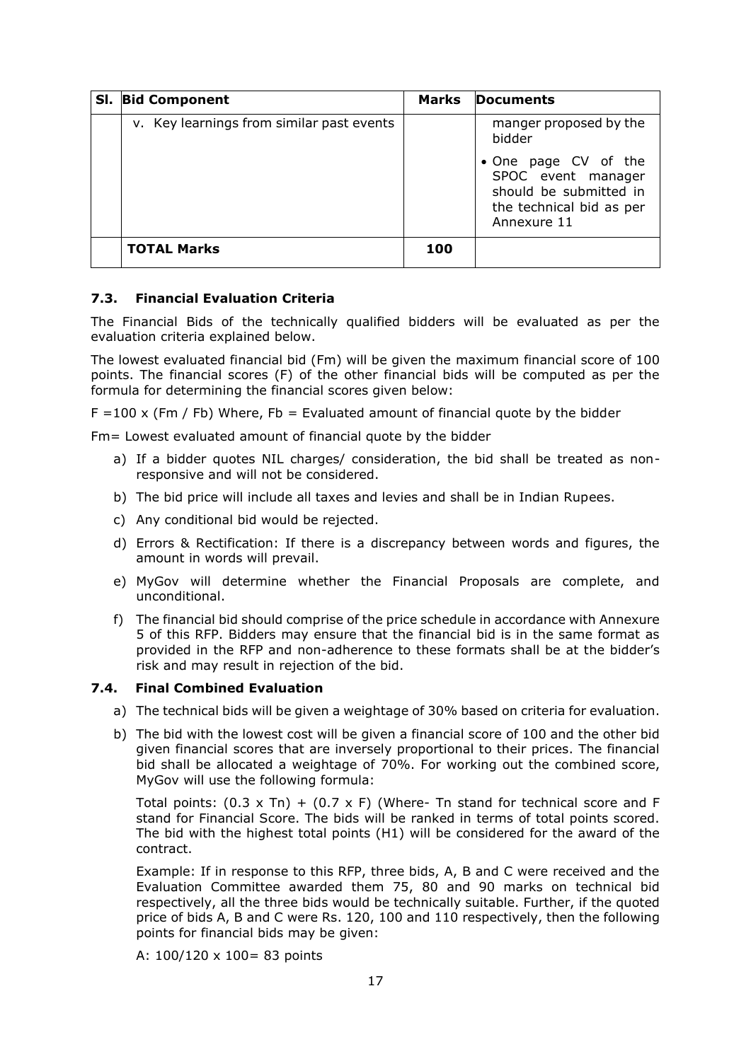| Sl. | Bid Component | Marks | Documents |
|---|---|---|---|
| | v. Key learnings from similar past events | | manger proposed by the bidder<br>• One page CV of the SPOC event manager should be submitted in the technical bid as per Annexure 11 |
| | **TOTAL Marks** | **100** | |

### 7.3. Financial Evaluation Criteria

The Financial Bids of the technically qualified bidders will be evaluated as per the evaluation criteria explained below.

The lowest evaluated financial bid (Fm) will be given the maximum financial score of 100 points. The financial scores (F) of the other financial bids will be computed as per the formula for determining the financial scores given below:

$F = 100 \times (Fm / Fb)$ Where, Fb = Evaluated amount of financial quote by the bidder

Fm= Lowest evaluated amount of financial quote by the bidder

a) If a bidder quotes NIL charges/ consideration, the bid shall be treated as non-responsive and will not be considered.

b) The bid price will include all taxes and levies and shall be in Indian Rupees.

c) Any conditional bid would be rejected.

d) Errors & Rectification: If there is a discrepancy between words and figures, the amount in words will prevail.

e) MyGov will determine whether the Financial Proposals are complete, and unconditional.

f) The financial bid should comprise of the price schedule in accordance with Annexure 5 of this RFP. Bidders may ensure that the financial bid is in the same format as provided in the RFP and non-adherence to these formats shall be at the bidder's risk and may result in rejection of the bid.

### 7.4. Final Combined Evaluation

a) The technical bids will be given a weightage of 30% based on criteria for evaluation.

b) The bid with the lowest cost will be given a financial score of 100 and the other bid given financial scores that are inversely proportional to their prices. The financial bid shall be allocated a weightage of 70%. For working out the combined score, MyGov will use the following formula:

   Total points: $(0.3 \times Tn) + (0.7 \times F)$ (Where- Tn stand for technical score and F stand for Financial Score. The bids will be ranked in terms of total points scored. The bid with the highest total points (H1) will be considered for the award of the contract.

   Example: If in response to this RFP, three bids, A, B and C were received and the Evaluation Committee awarded them 75, 80 and 90 marks on technical bid respectively, all the three bids would be technically suitable. Further, if the quoted price of bids A, B and C were Rs. 120, 100 and 110 respectively, then the following points for financial bids may be given:

   A: $100/120 \times 100 = 83$ points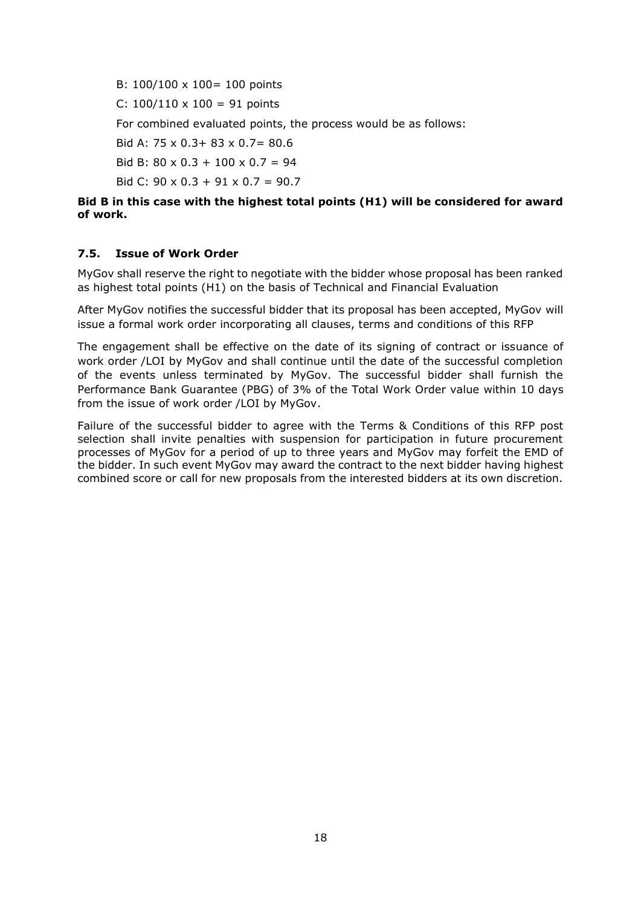B: 100/100 x 100= 100 points

C: 100/110 x 100 = 91 points

For combined evaluated points, the process would be as follows:

Bid A: 75 x 0.3+ 83 x 0.7= 80.6

Bid B: 80 x 0.3 + 100 x 0.7 = 94

Bid C: 90 x 0.3 + 91 x 0.7 = 90.7

**Bid B in this case with the highest total points (H1) will be considered for award of work.**

### 7.5. Issue of Work Order

MyGov shall reserve the right to negotiate with the bidder whose proposal has been ranked as highest total points (H1) on the basis of Technical and Financial Evaluation

After MyGov notifies the successful bidder that its proposal has been accepted, MyGov will issue a formal work order incorporating all clauses, terms and conditions of this RFP

The engagement shall be effective on the date of its signing of contract or issuance of work order /LOI by MyGov and shall continue until the date of the successful completion of the events unless terminated by MyGov. The successful bidder shall furnish the Performance Bank Guarantee (PBG) of 3% of the Total Work Order value within 10 days from the issue of work order /LOI by MyGov.

Failure of the successful bidder to agree with the Terms & Conditions of this RFP post selection shall invite penalties with suspension for participation in future procurement processes of MyGov for a period of up to three years and MyGov may forfeit the EMD of the bidder. In such event MyGov may award the contract to the next bidder having highest combined score or call for new proposals from the interested bidders at its own discretion.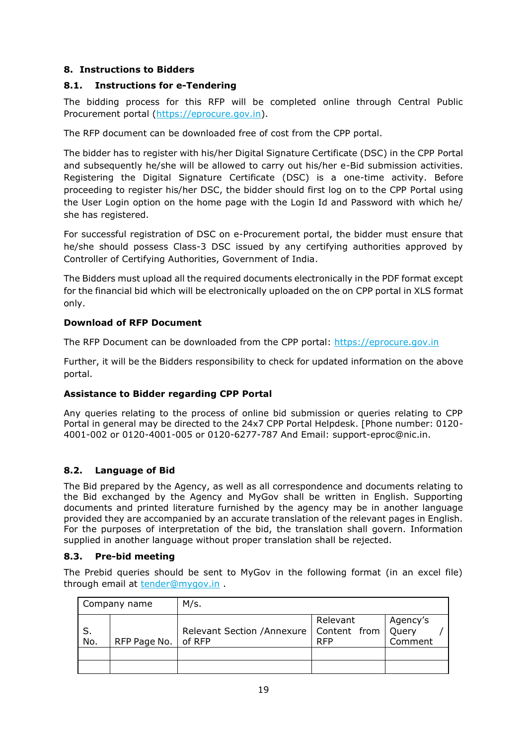## 8. Instructions to Bidders

### 8.1. Instructions for e-Tendering

The bidding process for this RFP will be completed online through Central Public Procurement portal (https://eprocure.gov.in).

The RFP document can be downloaded free of cost from the CPP portal.

The bidder has to register with his/her Digital Signature Certificate (DSC) in the CPP Portal and subsequently he/she will be allowed to carry out his/her e-Bid submission activities. Registering the Digital Signature Certificate (DSC) is a one-time activity. Before proceeding to register his/her DSC, the bidder should first log on to the CPP Portal using the User Login option on the home page with the Login Id and Password with which he/ she has registered.

For successful registration of DSC on e-Procurement portal, the bidder must ensure that he/she should possess Class-3 DSC issued by any certifying authorities approved by Controller of Certifying Authorities, Government of India.

The Bidders must upload all the required documents electronically in the PDF format except for the financial bid which will be electronically uploaded on the on CPP portal in XLS format only.

**Download of RFP Document**

The RFP Document can be downloaded from the CPP portal: https://eprocure.gov.in

Further, it will be the Bidders responsibility to check for updated information on the above portal.

**Assistance to Bidder regarding CPP Portal**

Any queries relating to the process of online bid submission or queries relating to CPP Portal in general may be directed to the 24x7 CPP Portal Helpdesk. [Phone number: 0120-4001-002 or 0120-4001-005 or 0120-6277-787 And Email: support-eproc@nic.in.

### 8.2. Language of Bid

The Bid prepared by the Agency, as well as all correspondence and documents relating to the Bid exchanged by the Agency and MyGov shall be written in English. Supporting documents and printed literature furnished by the agency may be in another language provided they are accompanied by an accurate translation of the relevant pages in English. For the purposes of interpretation of the bid, the translation shall govern. Information supplied in another language without proper translation shall be rejected.

### 8.3. Pre-bid meeting

The Prebid queries should be sent to MyGov in the following format (in an excel file) through email at tender@mygov.in .

| Company name | | M/s. | | |
|---|---|---|---|---|
| S. No. | RFP Page No. | Relevant Section /Annexure of RFP | Relevant Content from RFP | Agency's Query / Comment |
| | | | | |
| | | | | |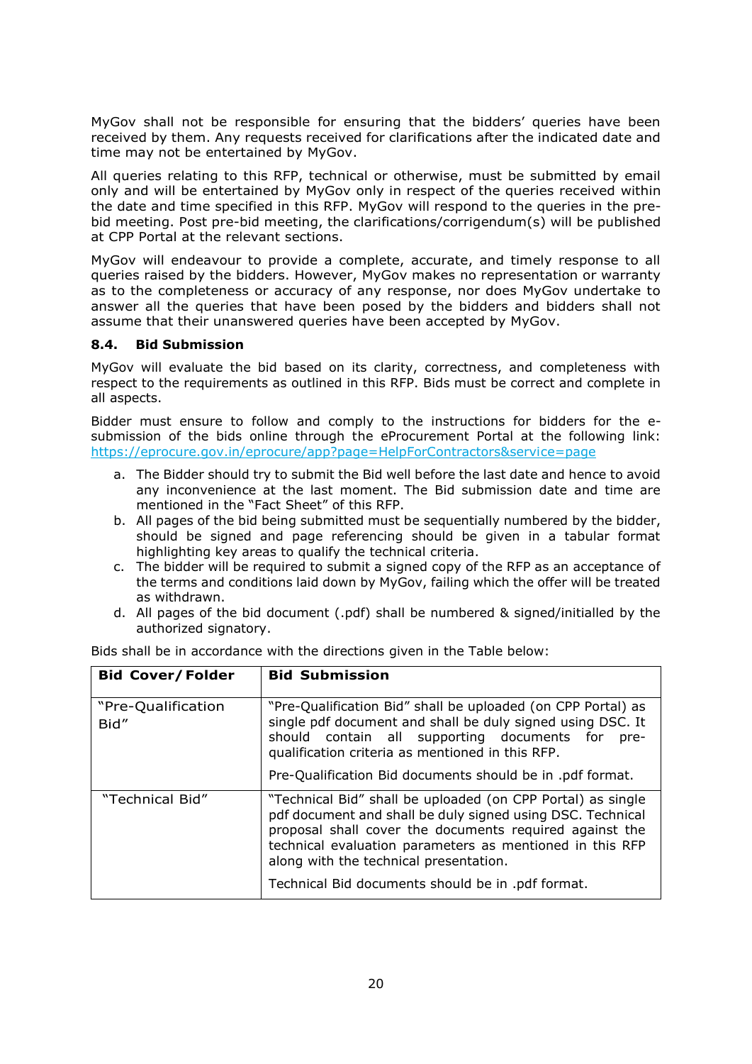MyGov shall not be responsible for ensuring that the bidders' queries have been received by them. Any requests received for clarifications after the indicated date and time may not be entertained by MyGov.

All queries relating to this RFP, technical or otherwise, must be submitted by email only and will be entertained by MyGov only in respect of the queries received within the date and time specified in this RFP. MyGov will respond to the queries in the pre-bid meeting. Post pre-bid meeting, the clarifications/corrigendum(s) will be published at CPP Portal at the relevant sections.

MyGov will endeavour to provide a complete, accurate, and timely response to all queries raised by the bidders. However, MyGov makes no representation or warranty as to the completeness or accuracy of any response, nor does MyGov undertake to answer all the queries that have been posed by the bidders and bidders shall not assume that their unanswered queries have been accepted by MyGov.

### 8.4. Bid Submission

MyGov will evaluate the bid based on its clarity, correctness, and completeness with respect to the requirements as outlined in this RFP. Bids must be correct and complete in all aspects.

Bidder must ensure to follow and comply to the instructions for bidders for the e-submission of the bids online through the eProcurement Portal at the following link: https://eprocure.gov.in/eprocure/app?page=HelpForContractors&service=page

a. The Bidder should try to submit the Bid well before the last date and hence to avoid any inconvenience at the last moment. The Bid submission date and time are mentioned in the "Fact Sheet" of this RFP.
b. All pages of the bid being submitted must be sequentially numbered by the bidder, should be signed and page referencing should be given in a tabular format highlighting key areas to qualify the technical criteria.
c. The bidder will be required to submit a signed copy of the RFP as an acceptance of the terms and conditions laid down by MyGov, failing which the offer will be treated as withdrawn.
d. All pages of the bid document (.pdf) shall be numbered & signed/initialled by the authorized signatory.

Bids shall be in accordance with the directions given in the Table below:

| Bid Cover/Folder | Bid Submission |
|---|---|
| "Pre-Qualification Bid" | "Pre-Qualification Bid" shall be uploaded (on CPP Portal) as single pdf document and shall be duly signed using DSC. It should contain all supporting documents for pre-qualification criteria as mentioned in this RFP.<br><br>Pre-Qualification Bid documents should be in .pdf format. |
| "Technical Bid" | "Technical Bid" shall be uploaded (on CPP Portal) as single pdf document and shall be duly signed using DSC. Technical proposal shall cover the documents required against the technical evaluation parameters as mentioned in this RFP along with the technical presentation.<br><br>Technical Bid documents should be in .pdf format. |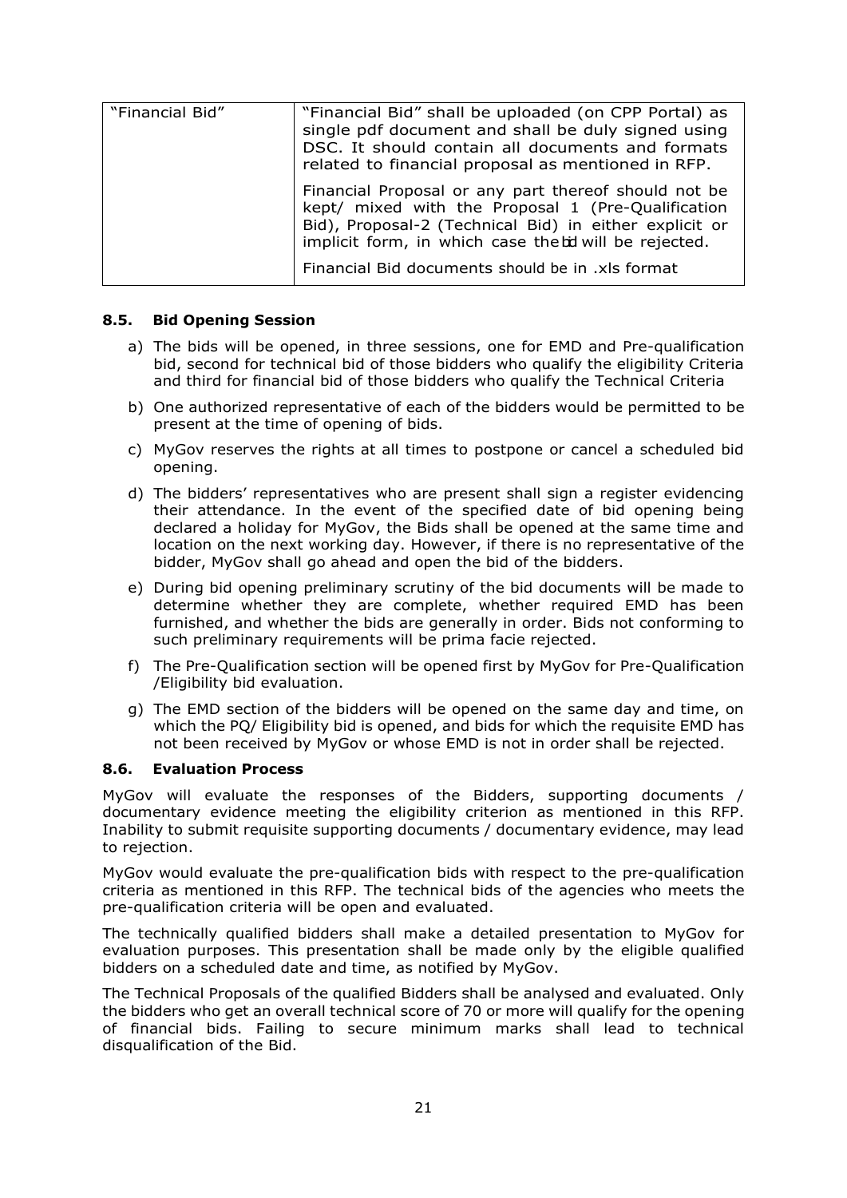| "Financial Bid" | "Financial Bid" shall be uploaded (on CPP Portal) as single pdf document and shall be duly signed using DSC. It should contain all documents and formats related to financial proposal as mentioned in RFP.<br><br>Financial Proposal or any part thereof should not be kept/ mixed with the Proposal 1 (Pre-Qualification Bid), Proposal-2 (Technical Bid) in either explicit or implicit form, in which case the bid will be rejected.<br><br>Financial Bid documents should be in .xls format |
|---|---|

### 8.5. Bid Opening Session

a) The bids will be opened, in three sessions, one for EMD and Pre-qualification bid, second for technical bid of those bidders who qualify the eligibility Criteria and third for financial bid of those bidders who qualify the Technical Criteria

b) One authorized representative of each of the bidders would be permitted to be present at the time of opening of bids.

c) MyGov reserves the rights at all times to postpone or cancel a scheduled bid opening.

d) The bidders' representatives who are present shall sign a register evidencing their attendance. In the event of the specified date of bid opening being declared a holiday for MyGov, the Bids shall be opened at the same time and location on the next working day. However, if there is no representative of the bidder, MyGov shall go ahead and open the bid of the bidders.

e) During bid opening preliminary scrutiny of the bid documents will be made to determine whether they are complete, whether required EMD has been furnished, and whether the bids are generally in order. Bids not conforming to such preliminary requirements will be prima facie rejected.

f) The Pre-Qualification section will be opened first by MyGov for Pre-Qualification /Eligibility bid evaluation.

g) The EMD section of the bidders will be opened on the same day and time, on which the PQ/ Eligibility bid is opened, and bids for which the requisite EMD has not been received by MyGov or whose EMD is not in order shall be rejected.

### 8.6. Evaluation Process

MyGov will evaluate the responses of the Bidders, supporting documents / documentary evidence meeting the eligibility criterion as mentioned in this RFP. Inability to submit requisite supporting documents / documentary evidence, may lead to rejection.

MyGov would evaluate the pre-qualification bids with respect to the pre-qualification criteria as mentioned in this RFP. The technical bids of the agencies who meets the pre-qualification criteria will be open and evaluated.

The technically qualified bidders shall make a detailed presentation to MyGov for evaluation purposes. This presentation shall be made only by the eligible qualified bidders on a scheduled date and time, as notified by MyGov.

The Technical Proposals of the qualified Bidders shall be analysed and evaluated. Only the bidders who get an overall technical score of 70 or more will qualify for the opening of financial bids. Failing to secure minimum marks shall lead to technical disqualification of the Bid.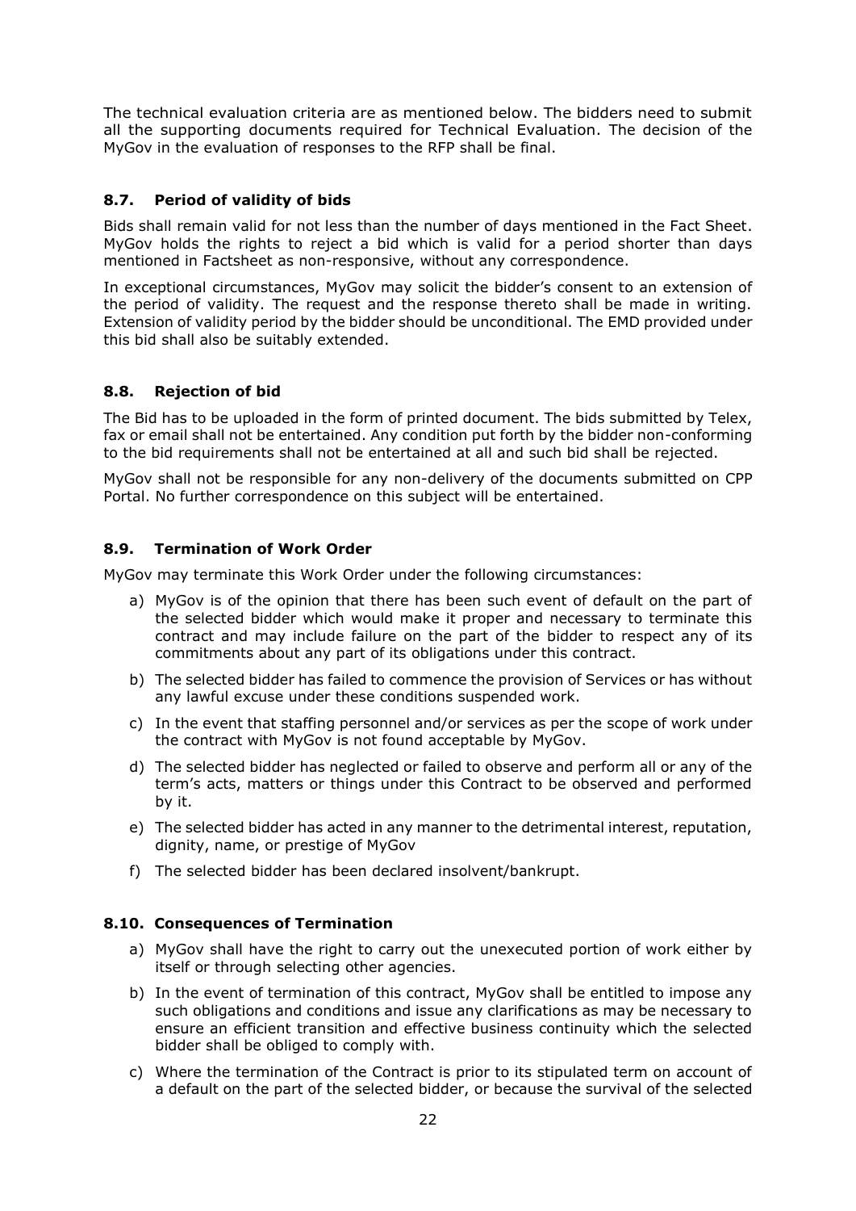The technical evaluation criteria are as mentioned below. The bidders need to submit all the supporting documents required for Technical Evaluation. The decision of the MyGov in the evaluation of responses to the RFP shall be final.

### 8.7. Period of validity of bids

Bids shall remain valid for not less than the number of days mentioned in the Fact Sheet. MyGov holds the rights to reject a bid which is valid for a period shorter than days mentioned in Factsheet as non-responsive, without any correspondence.

In exceptional circumstances, MyGov may solicit the bidder's consent to an extension of the period of validity. The request and the response thereto shall be made in writing. Extension of validity period by the bidder should be unconditional. The EMD provided under this bid shall also be suitably extended.

### 8.8. Rejection of bid

The Bid has to be uploaded in the form of printed document. The bids submitted by Telex, fax or email shall not be entertained. Any condition put forth by the bidder non-conforming to the bid requirements shall not be entertained at all and such bid shall be rejected.

MyGov shall not be responsible for any non-delivery of the documents submitted on CPP Portal. No further correspondence on this subject will be entertained.

### 8.9. Termination of Work Order

MyGov may terminate this Work Order under the following circumstances:

a) MyGov is of the opinion that there has been such event of default on the part of the selected bidder which would make it proper and necessary to terminate this contract and may include failure on the part of the bidder to respect any of its commitments about any part of its obligations under this contract.

b) The selected bidder has failed to commence the provision of Services or has without any lawful excuse under these conditions suspended work.

c) In the event that staffing personnel and/or services as per the scope of work under the contract with MyGov is not found acceptable by MyGov.

d) The selected bidder has neglected or failed to observe and perform all or any of the term's acts, matters or things under this Contract to be observed and performed by it.

e) The selected bidder has acted in any manner to the detrimental interest, reputation, dignity, name, or prestige of MyGov

f) The selected bidder has been declared insolvent/bankrupt.

### 8.10. Consequences of Termination

a) MyGov shall have the right to carry out the unexecuted portion of work either by itself or through selecting other agencies.

b) In the event of termination of this contract, MyGov shall be entitled to impose any such obligations and conditions and issue any clarifications as may be necessary to ensure an efficient transition and effective business continuity which the selected bidder shall be obliged to comply with.

c) Where the termination of the Contract is prior to its stipulated term on account of a default on the part of the selected bidder, or because the survival of the selected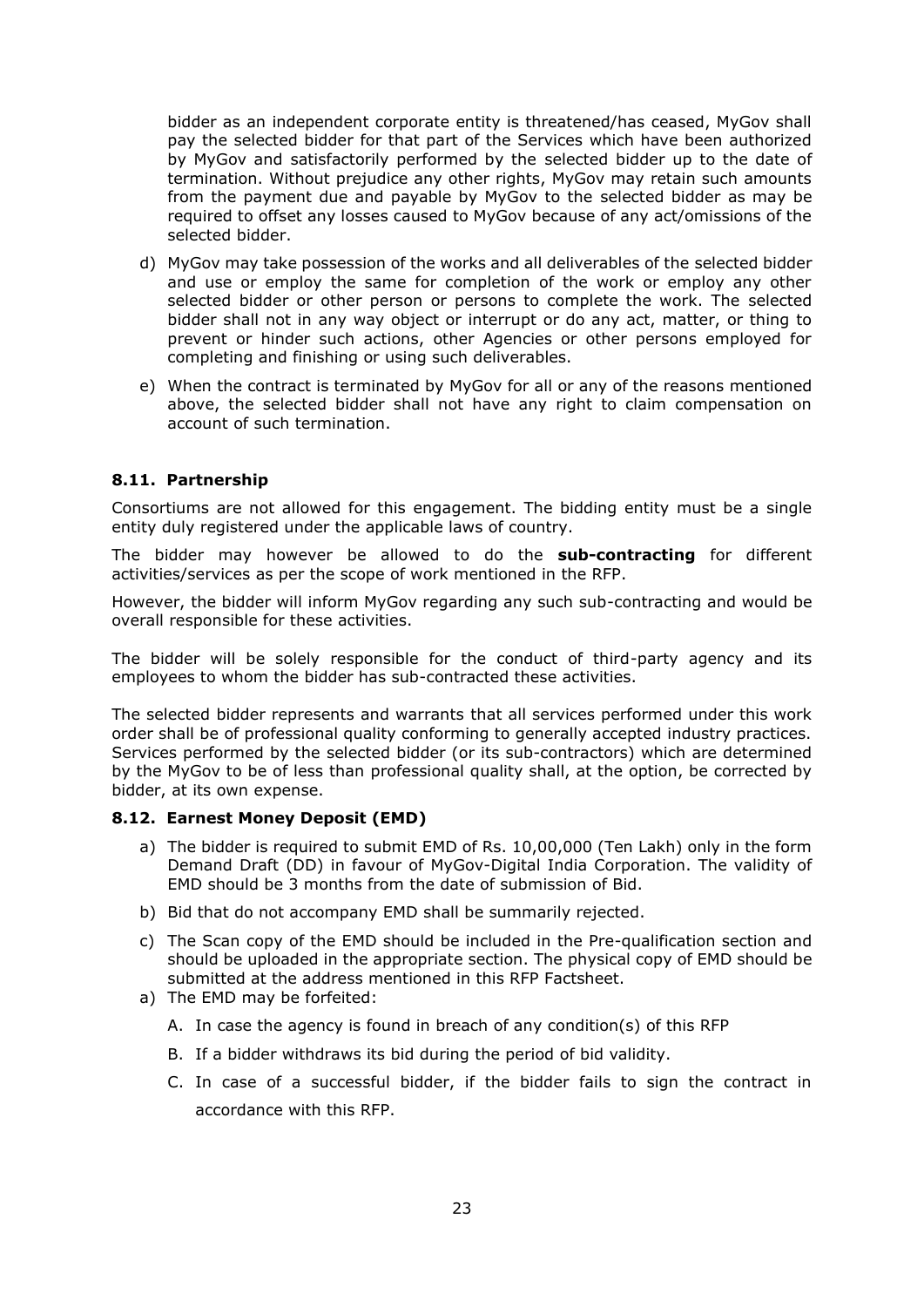bidder as an independent corporate entity is threatened/has ceased, MyGov shall pay the selected bidder for that part of the Services which have been authorized by MyGov and satisfactorily performed by the selected bidder up to the date of termination. Without prejudice any other rights, MyGov may retain such amounts from the payment due and payable by MyGov to the selected bidder as may be required to offset any losses caused to MyGov because of any act/omissions of the selected bidder.

d) MyGov may take possession of the works and all deliverables of the selected bidder and use or employ the same for completion of the work or employ any other selected bidder or other person or persons to complete the work. The selected bidder shall not in any way object or interrupt or do any act, matter, or thing to prevent or hinder such actions, other Agencies or other persons employed for completing and finishing or using such deliverables.

e) When the contract is terminated by MyGov for all or any of the reasons mentioned above, the selected bidder shall not have any right to claim compensation on account of such termination.

### 8.11. Partnership

Consortiums are not allowed for this engagement. The bidding entity must be a single entity duly registered under the applicable laws of country.

The bidder may however be allowed to do the **sub-contracting** for different activities/services as per the scope of work mentioned in the RFP.

However, the bidder will inform MyGov regarding any such sub-contracting and would be overall responsible for these activities.

The bidder will be solely responsible for the conduct of third-party agency and its employees to whom the bidder has sub-contracted these activities.

The selected bidder represents and warrants that all services performed under this work order shall be of professional quality conforming to generally accepted industry practices. Services performed by the selected bidder (or its sub-contractors) which are determined by the MyGov to be of less than professional quality shall, at the option, be corrected by bidder, at its own expense.

### 8.12. Earnest Money Deposit (EMD)

a) The bidder is required to submit EMD of Rs. 10,00,000 (Ten Lakh) only in the form Demand Draft (DD) in favour of MyGov-Digital India Corporation. The validity of EMD should be 3 months from the date of submission of Bid.

b) Bid that do not accompany EMD shall be summarily rejected.

c) The Scan copy of the EMD should be included in the Pre-qualification section and should be uploaded in the appropriate section. The physical copy of EMD should be submitted at the address mentioned in this RFP Factsheet.

a) The EMD may be forfeited:

   A. In case the agency is found in breach of any condition(s) of this RFP

   B. If a bidder withdraws its bid during the period of bid validity.

   C. In case of a successful bidder, if the bidder fails to sign the contract in accordance with this RFP.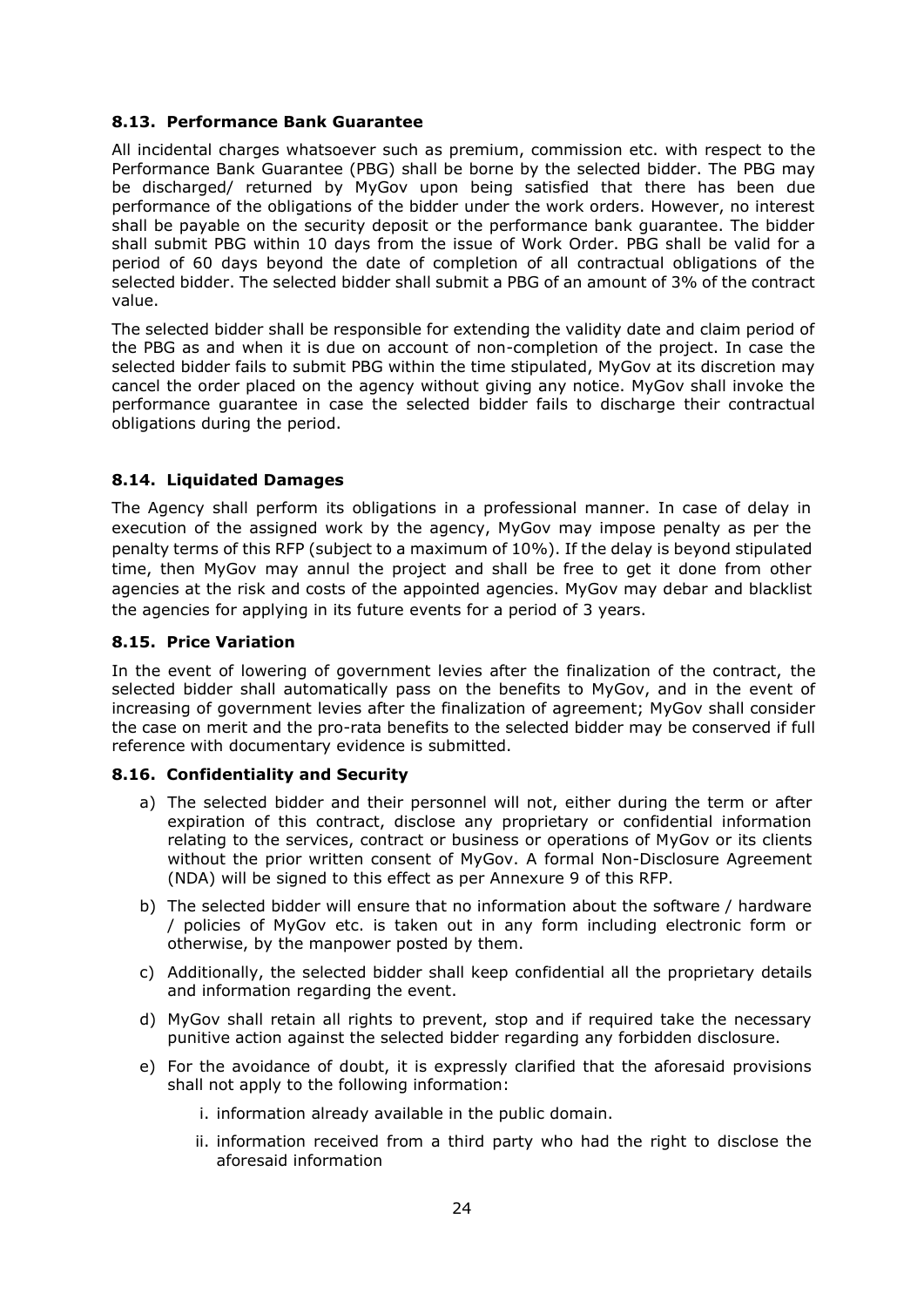### 8.13. Performance Bank Guarantee

All incidental charges whatsoever such as premium, commission etc. with respect to the Performance Bank Guarantee (PBG) shall be borne by the selected bidder. The PBG may be discharged/ returned by MyGov upon being satisfied that there has been due performance of the obligations of the bidder under the work orders. However, no interest shall be payable on the security deposit or the performance bank guarantee. The bidder shall submit PBG within 10 days from the issue of Work Order. PBG shall be valid for a period of 60 days beyond the date of completion of all contractual obligations of the selected bidder. The selected bidder shall submit a PBG of an amount of 3% of the contract value.

The selected bidder shall be responsible for extending the validity date and claim period of the PBG as and when it is due on account of non-completion of the project. In case the selected bidder fails to submit PBG within the time stipulated, MyGov at its discretion may cancel the order placed on the agency without giving any notice. MyGov shall invoke the performance guarantee in case the selected bidder fails to discharge their contractual obligations during the period.

### 8.14. Liquidated Damages

The Agency shall perform its obligations in a professional manner. In case of delay in execution of the assigned work by the agency, MyGov may impose penalty as per the penalty terms of this RFP (subject to a maximum of 10%). If the delay is beyond stipulated time, then MyGov may annul the project and shall be free to get it done from other agencies at the risk and costs of the appointed agencies. MyGov may debar and blacklist the agencies for applying in its future events for a period of 3 years.

### 8.15. Price Variation

In the event of lowering of government levies after the finalization of the contract, the selected bidder shall automatically pass on the benefits to MyGov, and in the event of increasing of government levies after the finalization of agreement; MyGov shall consider the case on merit and the pro-rata benefits to the selected bidder may be conserved if full reference with documentary evidence is submitted.

### 8.16. Confidentiality and Security

a) The selected bidder and their personnel will not, either during the term or after expiration of this contract, disclose any proprietary or confidential information relating to the services, contract or business or operations of MyGov or its clients without the prior written consent of MyGov. A formal Non-Disclosure Agreement (NDA) will be signed to this effect as per Annexure 9 of this RFP.

b) The selected bidder will ensure that no information about the software / hardware / policies of MyGov etc. is taken out in any form including electronic form or otherwise, by the manpower posted by them.

c) Additionally, the selected bidder shall keep confidential all the proprietary details and information regarding the event.

d) MyGov shall retain all rights to prevent, stop and if required take the necessary punitive action against the selected bidder regarding any forbidden disclosure.

e) For the avoidance of doubt, it is expressly clarified that the aforesaid provisions shall not apply to the following information:

   i. information already available in the public domain.

   ii. information received from a third party who had the right to disclose the aforesaid information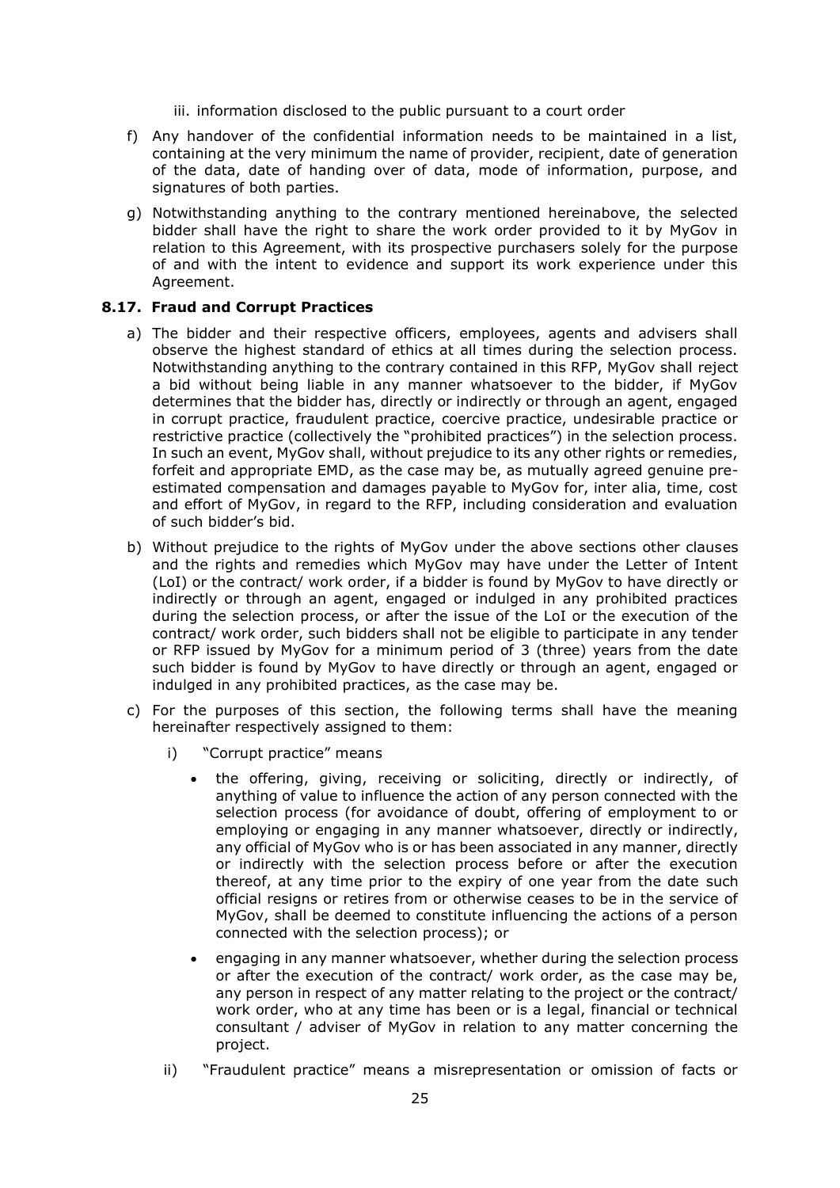iii. information disclosed to the public pursuant to a court order

f) Any handover of the confidential information needs to be maintained in a list, containing at the very minimum the name of provider, recipient, date of generation of the data, date of handing over of data, mode of information, purpose, and signatures of both parties.

g) Notwithstanding anything to the contrary mentioned hereinabove, the selected bidder shall have the right to share the work order provided to it by MyGov in relation to this Agreement, with its prospective purchasers solely for the purpose of and with the intent to evidence and support its work experience under this Agreement.

### 8.17. Fraud and Corrupt Practices

a) The bidder and their respective officers, employees, agents and advisers shall observe the highest standard of ethics at all times during the selection process. Notwithstanding anything to the contrary contained in this RFP, MyGov shall reject a bid without being liable in any manner whatsoever to the bidder, if MyGov determines that the bidder has, directly or indirectly or through an agent, engaged in corrupt practice, fraudulent practice, coercive practice, undesirable practice or restrictive practice (collectively the "prohibited practices") in the selection process. In such an event, MyGov shall, without prejudice to its any other rights or remedies, forfeit and appropriate EMD, as the case may be, as mutually agreed genuine pre-estimated compensation and damages payable to MyGov for, inter alia, time, cost and effort of MyGov, in regard to the RFP, including consideration and evaluation of such bidder's bid.

b) Without prejudice to the rights of MyGov under the above sections other clauses and the rights and remedies which MyGov may have under the Letter of Intent (LoI) or the contract/ work order, if a bidder is found by MyGov to have directly or indirectly or through an agent, engaged or indulged in any prohibited practices during the selection process, or after the issue of the LoI or the execution of the contract/ work order, such bidders shall not be eligible to participate in any tender or RFP issued by MyGov for a minimum period of 3 (three) years from the date such bidder is found by MyGov to have directly or through an agent, engaged or indulged in any prohibited practices, as the case may be.

c) For the purposes of this section, the following terms shall have the meaning hereinafter respectively assigned to them:

   i) "Corrupt practice" means

      - the offering, giving, receiving or soliciting, directly or indirectly, of anything of value to influence the action of any person connected with the selection process (for avoidance of doubt, offering of employment to or employing or engaging in any manner whatsoever, directly or indirectly, any official of MyGov who is or has been associated in any manner, directly or indirectly with the selection process before or after the execution thereof, at any time prior to the expiry of one year from the date such official resigns or retires from or otherwise ceases to be in the service of MyGov, shall be deemed to constitute influencing the actions of a person connected with the selection process); or

      - engaging in any manner whatsoever, whether during the selection process or after the execution of the contract/ work order, as the case may be, any person in respect of any matter relating to the project or the contract/ work order, who at any time has been or is a legal, financial or technical consultant / adviser of MyGov in relation to any matter concerning the project.

   ii) "Fraudulent practice" means a misrepresentation or omission of facts or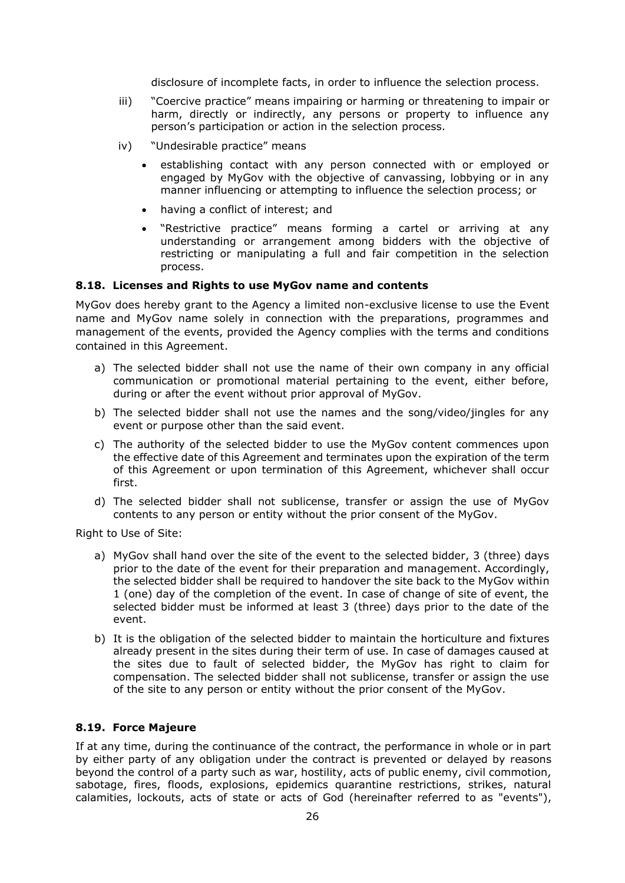disclosure of incomplete facts, in order to influence the selection process.

iii) "Coercive practice" means impairing or harming or threatening to impair or harm, directly or indirectly, any persons or property to influence any person's participation or action in the selection process.

iv) "Undesirable practice" means

- establishing contact with any person connected with or employed or engaged by MyGov with the objective of canvassing, lobbying or in any manner influencing or attempting to influence the selection process; or
- having a conflict of interest; and
- "Restrictive practice" means forming a cartel or arriving at any understanding or arrangement among bidders with the objective of restricting or manipulating a full and fair competition in the selection process.

#### 8.18. Licenses and Rights to use MyGov name and contents

MyGov does hereby grant to the Agency a limited non-exclusive license to use the Event name and MyGov name solely in connection with the preparations, programmes and management of the events, provided the Agency complies with the terms and conditions contained in this Agreement.

a) The selected bidder shall not use the name of their own company in any official communication or promotional material pertaining to the event, either before, during or after the event without prior approval of MyGov.

b) The selected bidder shall not use the names and the song/video/jingles for any event or purpose other than the said event.

c) The authority of the selected bidder to use the MyGov content commences upon the effective date of this Agreement and terminates upon the expiration of the term of this Agreement or upon termination of this Agreement, whichever shall occur first.

d) The selected bidder shall not sublicense, transfer or assign the use of MyGov contents to any person or entity without the prior consent of the MyGov.

Right to Use of Site:

a) MyGov shall hand over the site of the event to the selected bidder, 3 (three) days prior to the date of the event for their preparation and management. Accordingly, the selected bidder shall be required to handover the site back to the MyGov within 1 (one) day of the completion of the event. In case of change of site of event, the selected bidder must be informed at least 3 (three) days prior to the date of the event.

b) It is the obligation of the selected bidder to maintain the horticulture and fixtures already present in the sites during their term of use. In case of damages caused at the sites due to fault of selected bidder, the MyGov has right to claim for compensation. The selected bidder shall not sublicense, transfer or assign the use of the site to any person or entity without the prior consent of the MyGov.

#### 8.19. Force Majeure

If at any time, during the continuance of the contract, the performance in whole or in part by either party of any obligation under the contract is prevented or delayed by reasons beyond the control of a party such as war, hostility, acts of public enemy, civil commotion, sabotage, fires, floods, explosions, epidemics quarantine restrictions, strikes, natural calamities, lockouts, acts of state or acts of God (hereinafter referred to as "events"),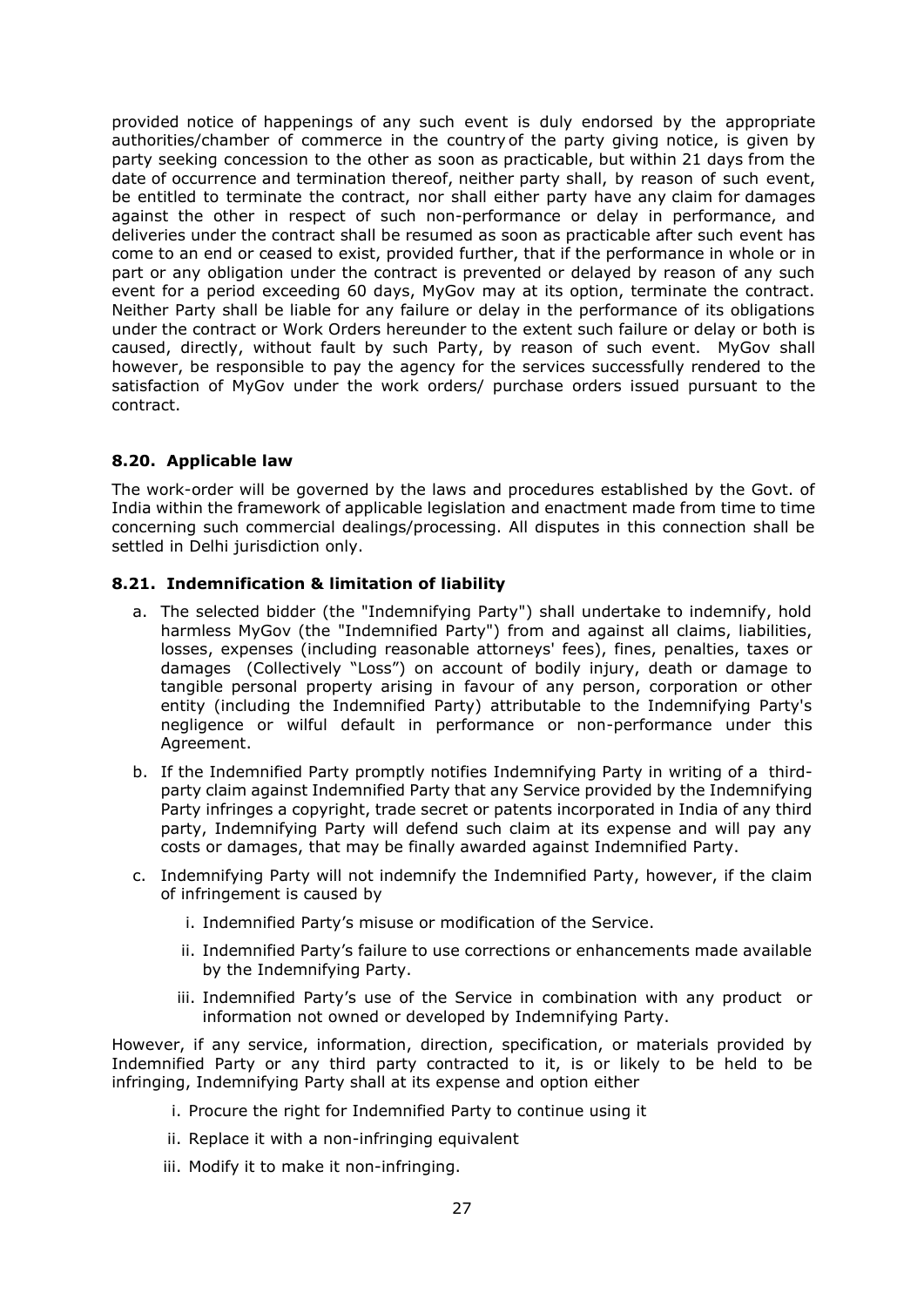provided notice of happenings of any such event is duly endorsed by the appropriate authorities/chamber of commerce in the country of the party giving notice, is given by party seeking concession to the other as soon as practicable, but within 21 days from the date of occurrence and termination thereof, neither party shall, by reason of such event, be entitled to terminate the contract, nor shall either party have any claim for damages against the other in respect of such non-performance or delay in performance, and deliveries under the contract shall be resumed as soon as practicable after such event has come to an end or ceased to exist, provided further, that if the performance in whole or in part or any obligation under the contract is prevented or delayed by reason of any such event for a period exceeding 60 days, MyGov may at its option, terminate the contract. Neither Party shall be liable for any failure or delay in the performance of its obligations under the contract or Work Orders hereunder to the extent such failure or delay or both is caused, directly, without fault by such Party, by reason of such event. MyGov shall however, be responsible to pay the agency for the services successfully rendered to the satisfaction of MyGov under the work orders/ purchase orders issued pursuant to the contract.

### 8.20. Applicable law

The work-order will be governed by the laws and procedures established by the Govt. of India within the framework of applicable legislation and enactment made from time to time concerning such commercial dealings/processing. All disputes in this connection shall be settled in Delhi jurisdiction only.

### 8.21. Indemnification & limitation of liability

a. The selected bidder (the "Indemnifying Party") shall undertake to indemnify, hold harmless MyGov (the "Indemnified Party") from and against all claims, liabilities, losses, expenses (including reasonable attorneys' fees), fines, penalties, taxes or damages (Collectively "Loss") on account of bodily injury, death or damage to tangible personal property arising in favour of any person, corporation or other entity (including the Indemnified Party) attributable to the Indemnifying Party's negligence or wilful default in performance or non-performance under this Agreement.

b. If the Indemnified Party promptly notifies Indemnifying Party in writing of a third-party claim against Indemnified Party that any Service provided by the Indemnifying Party infringes a copyright, trade secret or patents incorporated in India of any third party, Indemnifying Party will defend such claim at its expense and will pay any costs or damages, that may be finally awarded against Indemnified Party.

c. Indemnifying Party will not indemnify the Indemnified Party, however, if the claim of infringement is caused by

   i. Indemnified Party's misuse or modification of the Service.

   ii. Indemnified Party's failure to use corrections or enhancements made available by the Indemnifying Party.

   iii. Indemnified Party's use of the Service in combination with any product or information not owned or developed by Indemnifying Party.

However, if any service, information, direction, specification, or materials provided by Indemnified Party or any third party contracted to it, is or likely to be held to be infringing, Indemnifying Party shall at its expense and option either

i. Procure the right for Indemnified Party to continue using it

ii. Replace it with a non-infringing equivalent

iii. Modify it to make it non-infringing.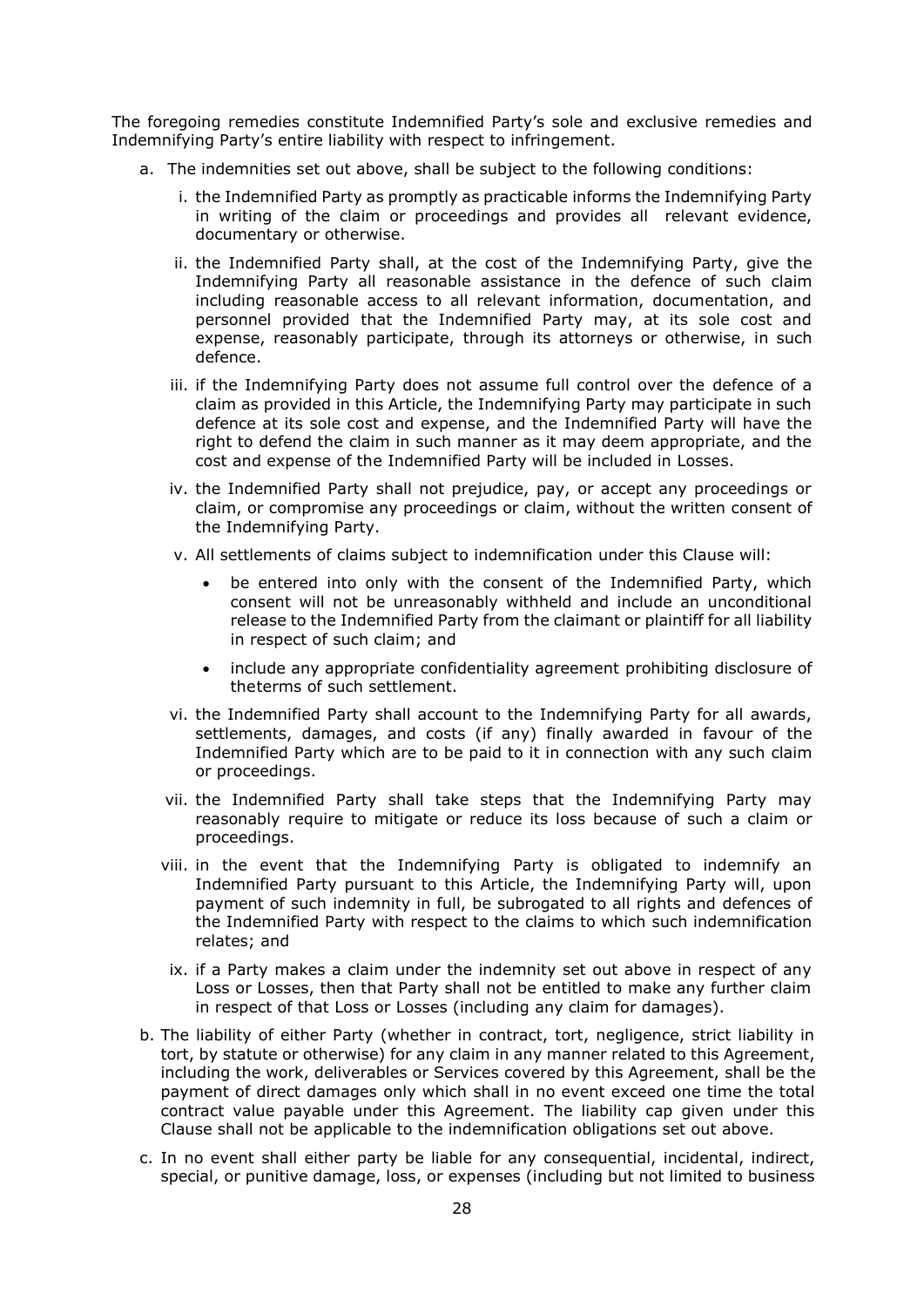The foregoing remedies constitute Indemnified Party's sole and exclusive remedies and Indemnifying Party's entire liability with respect to infringement.

a. The indemnities set out above, shall be subject to the following conditions:

   i. the Indemnified Party as promptly as practicable informs the Indemnifying Party in writing of the claim or proceedings and provides all relevant evidence, documentary or otherwise.

   ii. the Indemnified Party shall, at the cost of the Indemnifying Party, give the Indemnifying Party all reasonable assistance in the defence of such claim including reasonable access to all relevant information, documentation, and personnel provided that the Indemnified Party may, at its sole cost and expense, reasonably participate, through its attorneys or otherwise, in such defence.

   iii. if the Indemnifying Party does not assume full control over the defence of a claim as provided in this Article, the Indemnifying Party may participate in such defence at its sole cost and expense, and the Indemnified Party will have the right to defend the claim in such manner as it may deem appropriate, and the cost and expense of the Indemnified Party will be included in Losses.

   iv. the Indemnified Party shall not prejudice, pay, or accept any proceedings or claim, or compromise any proceedings or claim, without the written consent of the Indemnifying Party.

   v. All settlements of claims subject to indemnification under this Clause will:

      - be entered into only with the consent of the Indemnified Party, which consent will not be unreasonably withheld and include an unconditional release to the Indemnified Party from the claimant or plaintiff for all liability in respect of such claim; and
      - include any appropriate confidentiality agreement prohibiting disclosure of theterms of such settlement.

   vi. the Indemnified Party shall account to the Indemnifying Party for all awards, settlements, damages, and costs (if any) finally awarded in favour of the Indemnified Party which are to be paid to it in connection with any such claim or proceedings.

   vii. the Indemnified Party shall take steps that the Indemnifying Party may reasonably require to mitigate or reduce its loss because of such a claim or proceedings.

   viii. in the event that the Indemnifying Party is obligated to indemnify an Indemnified Party pursuant to this Article, the Indemnifying Party will, upon payment of such indemnity in full, be subrogated to all rights and defences of the Indemnified Party with respect to the claims to which such indemnification relates; and

   ix. if a Party makes a claim under the indemnity set out above in respect of any Loss or Losses, then that Party shall not be entitled to make any further claim in respect of that Loss or Losses (including any claim for damages).

b. The liability of either Party (whether in contract, tort, negligence, strict liability in tort, by statute or otherwise) for any claim in any manner related to this Agreement, including the work, deliverables or Services covered by this Agreement, shall be the payment of direct damages only which shall in no event exceed one time the total contract value payable under this Agreement. The liability cap given under this Clause shall not be applicable to the indemnification obligations set out above.

c. In no event shall either party be liable for any consequential, incidental, indirect, special, or punitive damage, loss, or expenses (including but not limited to business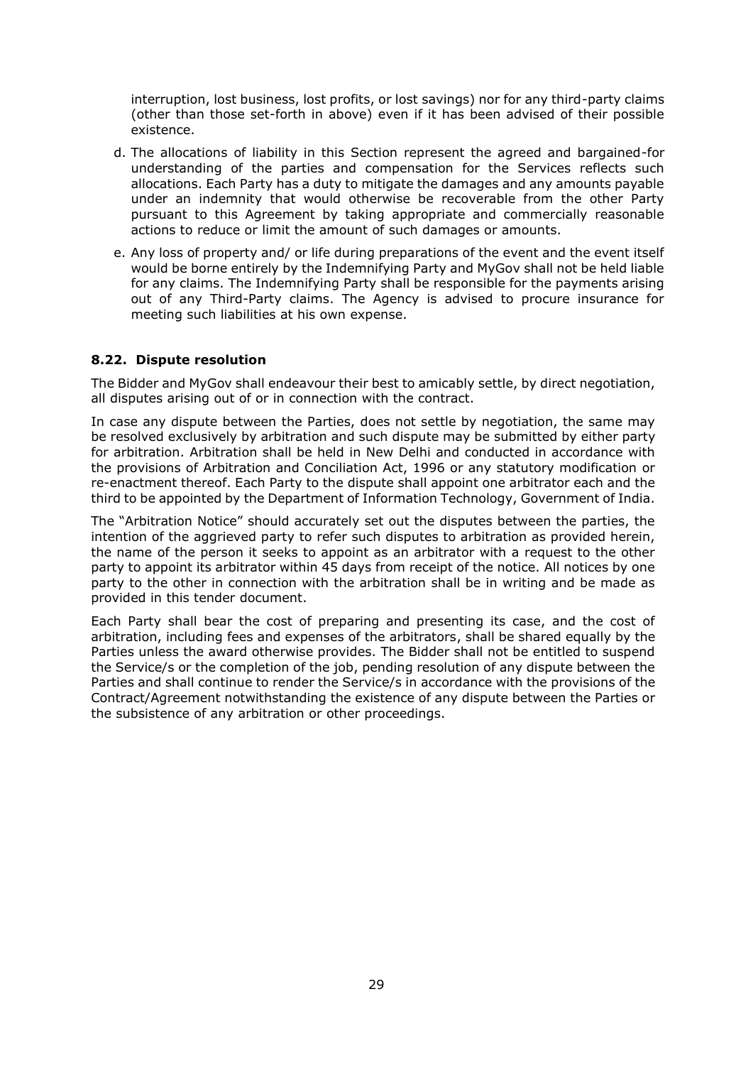interruption, lost business, lost profits, or lost savings) nor for any third-party claims (other than those set-forth in above) even if it has been advised of their possible existence.

d. The allocations of liability in this Section represent the agreed and bargained-for understanding of the parties and compensation for the Services reflects such allocations. Each Party has a duty to mitigate the damages and any amounts payable under an indemnity that would otherwise be recoverable from the other Party pursuant to this Agreement by taking appropriate and commercially reasonable actions to reduce or limit the amount of such damages or amounts.

e. Any loss of property and/ or life during preparations of the event and the event itself would be borne entirely by the Indemnifying Party and MyGov shall not be held liable for any claims. The Indemnifying Party shall be responsible for the payments arising out of any Third-Party claims. The Agency is advised to procure insurance for meeting such liabilities at his own expense.

### 8.22. Dispute resolution

The Bidder and MyGov shall endeavour their best to amicably settle, by direct negotiation, all disputes arising out of or in connection with the contract.

In case any dispute between the Parties, does not settle by negotiation, the same may be resolved exclusively by arbitration and such dispute may be submitted by either party for arbitration. Arbitration shall be held in New Delhi and conducted in accordance with the provisions of Arbitration and Conciliation Act, 1996 or any statutory modification or re-enactment thereof. Each Party to the dispute shall appoint one arbitrator each and the third to be appointed by the Department of Information Technology, Government of India.

The "Arbitration Notice" should accurately set out the disputes between the parties, the intention of the aggrieved party to refer such disputes to arbitration as provided herein, the name of the person it seeks to appoint as an arbitrator with a request to the other party to appoint its arbitrator within 45 days from receipt of the notice. All notices by one party to the other in connection with the arbitration shall be in writing and be made as provided in this tender document.

Each Party shall bear the cost of preparing and presenting its case, and the cost of arbitration, including fees and expenses of the arbitrators, shall be shared equally by the Parties unless the award otherwise provides. The Bidder shall not be entitled to suspend the Service/s or the completion of the job, pending resolution of any dispute between the Parties and shall continue to render the Service/s in accordance with the provisions of the Contract/Agreement notwithstanding the existence of any dispute between the Parties or the subsistence of any arbitration or other proceedings.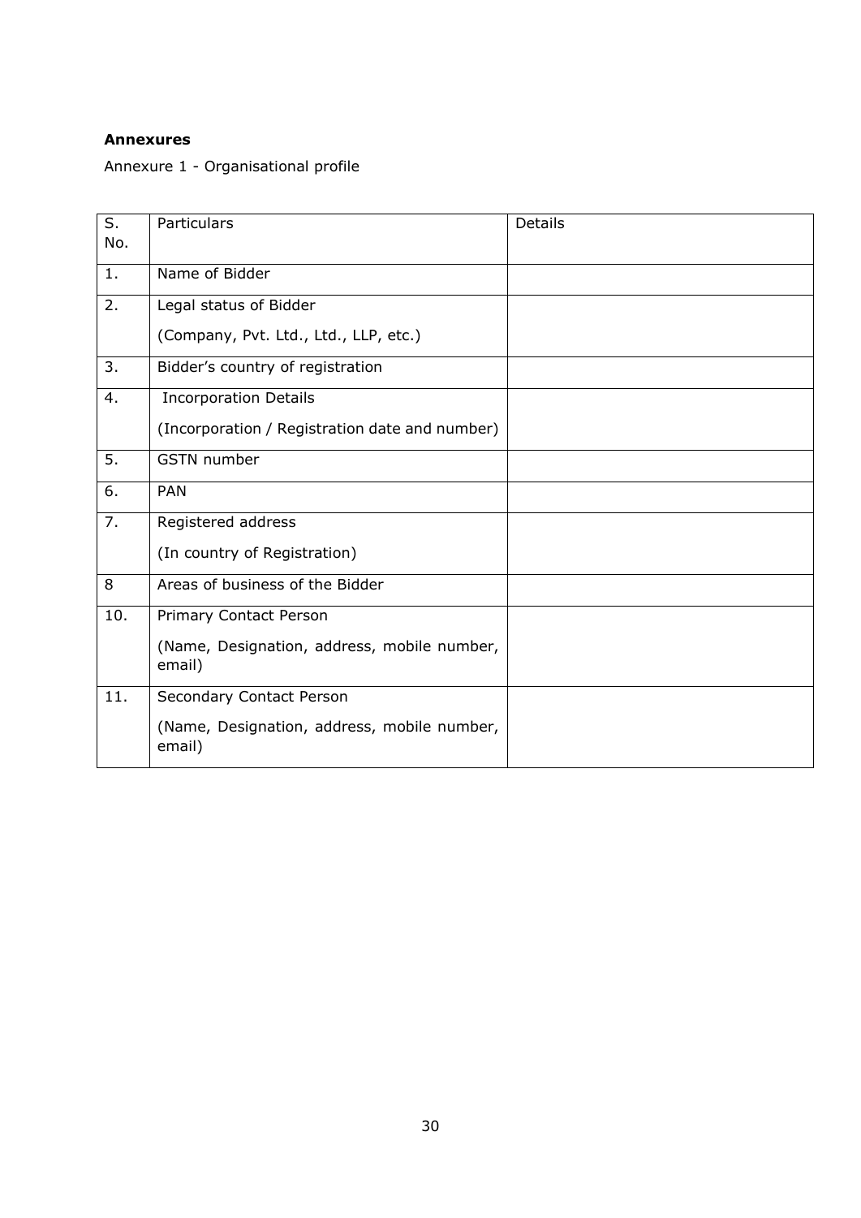**Annexures**

Annexure 1 - Organisational profile

| S. No. | Particulars | Details |
|---|---|---|
| 1. | Name of Bidder | |
| 2. | Legal status of Bidder<br>(Company, Pvt. Ltd., Ltd., LLP, etc.) | |
| 3. | Bidder's country of registration | |
| 4. | Incorporation Details<br>(Incorporation / Registration date and number) | |
| 5. | GSTN number | |
| 6. | PAN | |
| 7. | Registered address<br>(In country of Registration) | |
| 8 | Areas of business of the Bidder | |
| 10. | Primary Contact Person<br>(Name, Designation, address, mobile number, email) | |
| 11. | Secondary Contact Person<br>(Name, Designation, address, mobile number, email) | |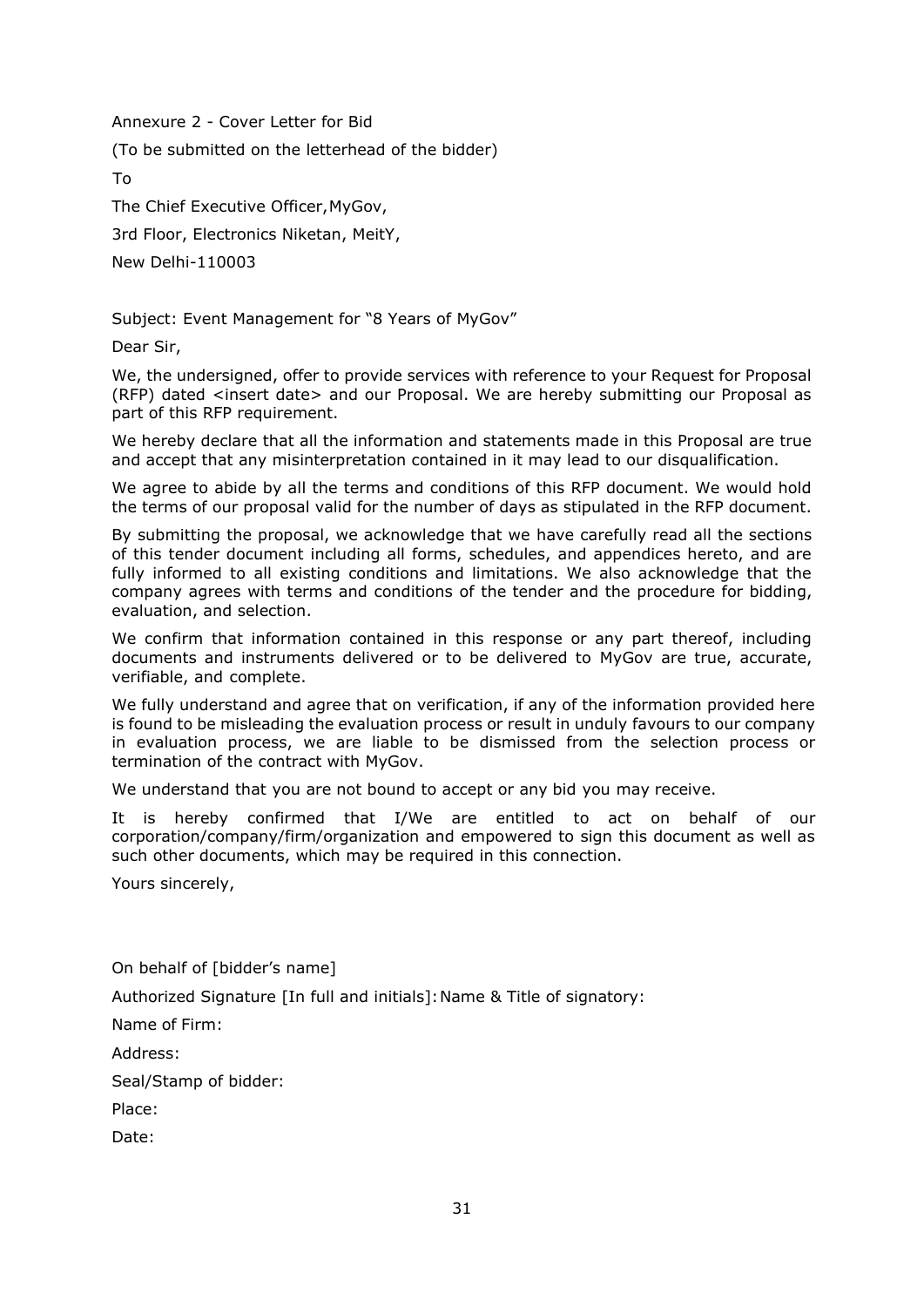Annexure 2 - Cover Letter for Bid

(To be submitted on the letterhead of the bidder)

To

The Chief Executive Officer,MyGov,

3rd Floor, Electronics Niketan, MeitY,

New Delhi-110003

Subject: Event Management for "8 Years of MyGov"

Dear Sir,

We, the undersigned, offer to provide services with reference to your Request for Proposal (RFP) dated <insert date> and our Proposal. We are hereby submitting our Proposal as part of this RFP requirement.

We hereby declare that all the information and statements made in this Proposal are true and accept that any misinterpretation contained in it may lead to our disqualification.

We agree to abide by all the terms and conditions of this RFP document. We would hold the terms of our proposal valid for the number of days as stipulated in the RFP document.

By submitting the proposal, we acknowledge that we have carefully read all the sections of this tender document including all forms, schedules, and appendices hereto, and are fully informed to all existing conditions and limitations. We also acknowledge that the company agrees with terms and conditions of the tender and the procedure for bidding, evaluation, and selection.

We confirm that information contained in this response or any part thereof, including documents and instruments delivered or to be delivered to MyGov are true, accurate, verifiable, and complete.

We fully understand and agree that on verification, if any of the information provided here is found to be misleading the evaluation process or result in unduly favours to our company in evaluation process, we are liable to be dismissed from the selection process or termination of the contract with MyGov.

We understand that you are not bound to accept or any bid you may receive.

It is hereby confirmed that I/We are entitled to act on behalf of our corporation/company/firm/organization and empowered to sign this document as well as such other documents, which may be required in this connection.

Yours sincerely,

On behalf of [bidder's name]

Authorized Signature [In full and initials]: Name & Title of signatory:

Name of Firm:

Address:

Seal/Stamp of bidder:

Place:

Date: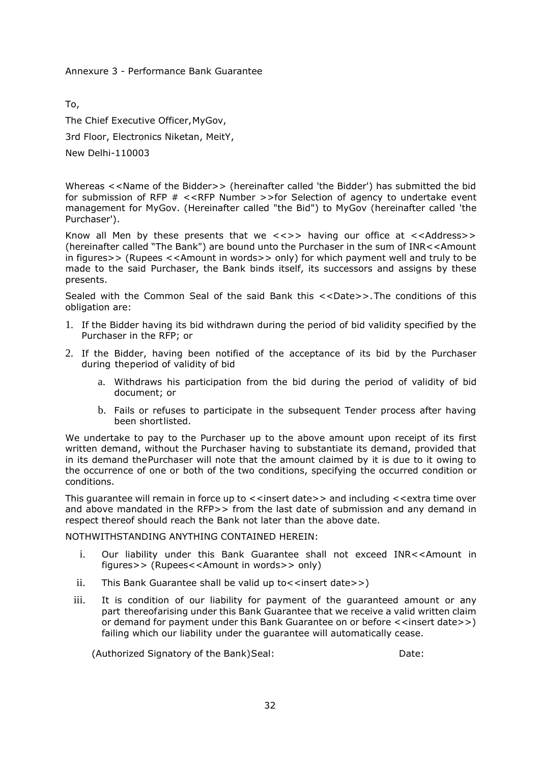Annexure 3 - Performance Bank Guarantee

To,

The Chief Executive Officer, MyGov,

3rd Floor, Electronics Niketan, MeitY,

New Delhi-110003

Whereas <<Name of the Bidder>> (hereinafter called 'the Bidder') has submitted the bid for submission of RFP # <<RFP Number >>for Selection of agency to undertake event management for MyGov. (Hereinafter called "the Bid") to MyGov (hereinafter called 'the Purchaser').

Know all Men by these presents that we <<>> having our office at <<Address>> (hereinafter called "The Bank") are bound unto the Purchaser in the sum of INR<<Amount in figures>> (Rupees <<Amount in words>> only) for which payment well and truly to be made to the said Purchaser, the Bank binds itself, its successors and assigns by these presents.

Sealed with the Common Seal of the said Bank this <<Date>>. The conditions of this obligation are:

1. If the Bidder having its bid withdrawn during the period of bid validity specified by the Purchaser in the RFP; or
2. If the Bidder, having been notified of the acceptance of its bid by the Purchaser during the period of validity of bid
   a. Withdraws his participation from the bid during the period of validity of bid document; or
   b. Fails or refuses to participate in the subsequent Tender process after having been shortlisted.

We undertake to pay to the Purchaser up to the above amount upon receipt of its first written demand, without the Purchaser having to substantiate its demand, provided that in its demand the Purchaser will note that the amount claimed by it is due to it owing to the occurrence of one or both of the two conditions, specifying the occurred condition or conditions.

This guarantee will remain in force up to <<insert date>> and including <<extra time over and above mandated in the RFP>> from the last date of submission and any demand in respect thereof should reach the Bank not later than the above date.

NOTHWITHSTANDING ANYTHING CONTAINED HEREIN:

i. Our liability under this Bank Guarantee shall not exceed INR<<Amount in figures>> (Rupees<<Amount in words>> only)
ii. This Bank Guarantee shall be valid up to<<insert date>>)
iii. It is condition of our liability for payment of the guaranteed amount or any part thereofarising under this Bank Guarantee that we receive a valid written claim or demand for payment under this Bank Guarantee on or before <<insert date>>) failing which our liability under the guarantee will automatically cease.

(Authorized Signatory of the Bank) Seal: Date: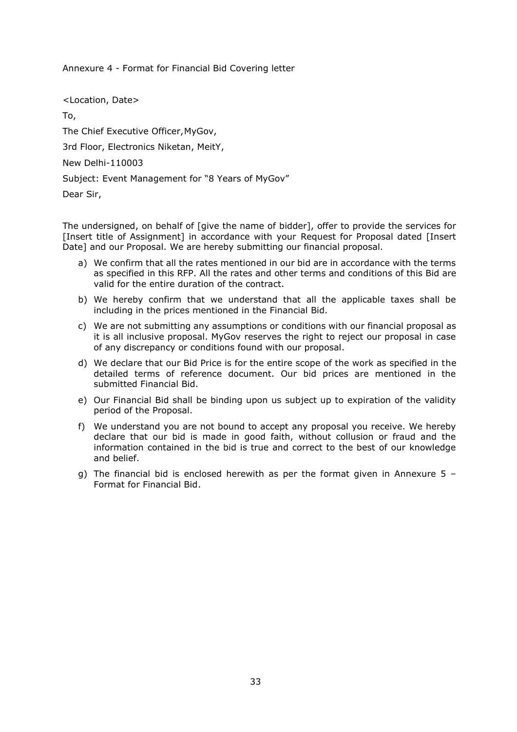Annexure 4 - Format for Financial Bid Covering letter

<Location, Date>

To,

The Chief Executive Officer,MyGov,

3rd Floor, Electronics Niketan, MeitY,

New Delhi-110003

Subject: Event Management for "8 Years of MyGov"

Dear Sir,

The undersigned, on behalf of [give the name of bidder], offer to provide the services for [Insert title of Assignment] in accordance with your Request for Proposal dated [Insert Date] and our Proposal. We are hereby submitting our financial proposal.

a) We confirm that all the rates mentioned in our bid are in accordance with the terms as specified in this RFP. All the rates and other terms and conditions of this Bid are valid for the entire duration of the contract.

b) We hereby confirm that we understand that all the applicable taxes shall be including in the prices mentioned in the Financial Bid.

c) We are not submitting any assumptions or conditions with our financial proposal as it is all inclusive proposal. MyGov reserves the right to reject our proposal in case of any discrepancy or conditions found with our proposal.

d) We declare that our Bid Price is for the entire scope of the work as specified in the detailed terms of reference document. Our bid prices are mentioned in the submitted Financial Bid.

e) Our Financial Bid shall be binding upon us subject up to expiration of the validity period of the Proposal.

f) We understand you are not bound to accept any proposal you receive. We hereby declare that our bid is made in good faith, without collusion or fraud and the information contained in the bid is true and correct to the best of our knowledge and belief.

g) The financial bid is enclosed herewith as per the format given in Annexure 5 – Format for Financial Bid.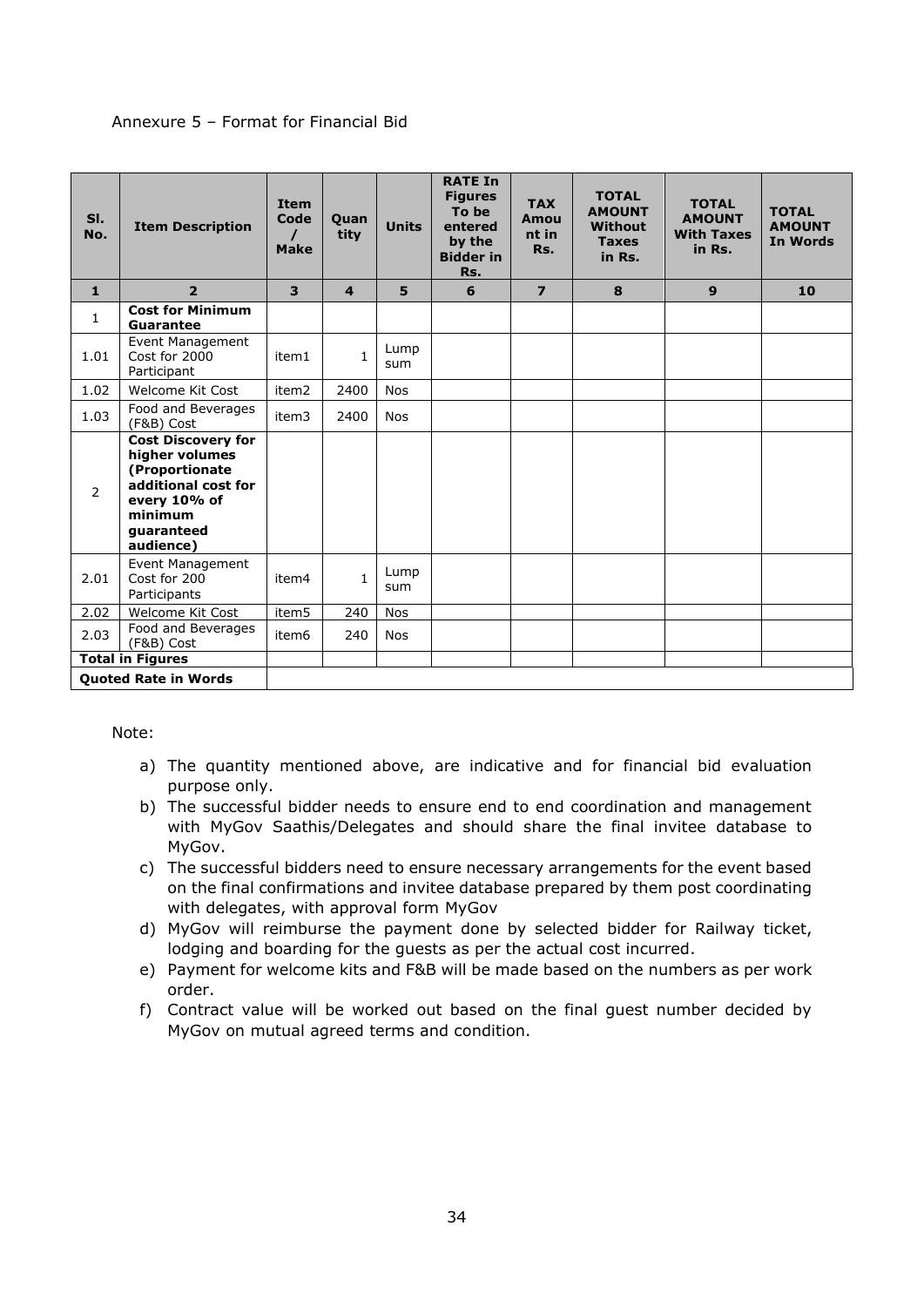Annexure 5 – Format for Financial Bid

| Sl. No. | Item Description | Item Code / Make | Quantity | Units | RATE In Figures To be entered by the Bidder in Rs. | TAX Amount in Rs. | TOTAL AMOUNT Without Taxes in Rs. | TOTAL AMOUNT With Taxes in Rs. | TOTAL AMOUNT In Words |
|---|---|---|---|---|---|---|---|---|---|
| **1** | **2** | **3** | **4** | **5** | **6** | **7** | **8** | **9** | **10** |
| 1 | **Cost for Minimum Guarantee** | | | | | | | | |
| 1.01 | Event Management Cost for 2000 Participant | item1 | 1 | Lump sum | | | | | |
| 1.02 | Welcome Kit Cost | item2 | 2400 | Nos | | | | | |
| 1.03 | Food and Beverages (F&B) Cost | item3 | 2400 | Nos | | | | | |
| 2 | **Cost Discovery for higher volumes (Proportionate additional cost for every 10% of minimum guaranteed audience)** | | | | | | | | |
| 2.01 | Event Management Cost for 200 Participants | item4 | 1 | Lump sum | | | | | |
| 2.02 | Welcome Kit Cost | item5 | 240 | Nos | | | | | |
| 2.03 | Food and Beverages (F&B) Cost | item6 | 240 | Nos | | | | | |
| **Total in Figures** | | | | | | | | | |
| **Quoted Rate in Words** | | | | | | | | | |

Note:

a) The quantity mentioned above, are indicative and for financial bid evaluation purpose only.

b) The successful bidder needs to ensure end to end coordination and management with MyGov Saathis/Delegates and should share the final invitee database to MyGov.

c) The successful bidders need to ensure necessary arrangements for the event based on the final confirmations and invitee database prepared by them post coordinating with delegates, with approval form MyGov

d) MyGov will reimburse the payment done by selected bidder for Railway ticket, lodging and boarding for the guests as per the actual cost incurred.

e) Payment for welcome kits and F&B will be made based on the numbers as per work order.

f) Contract value will be worked out based on the final guest number decided by MyGov on mutual agreed terms and condition.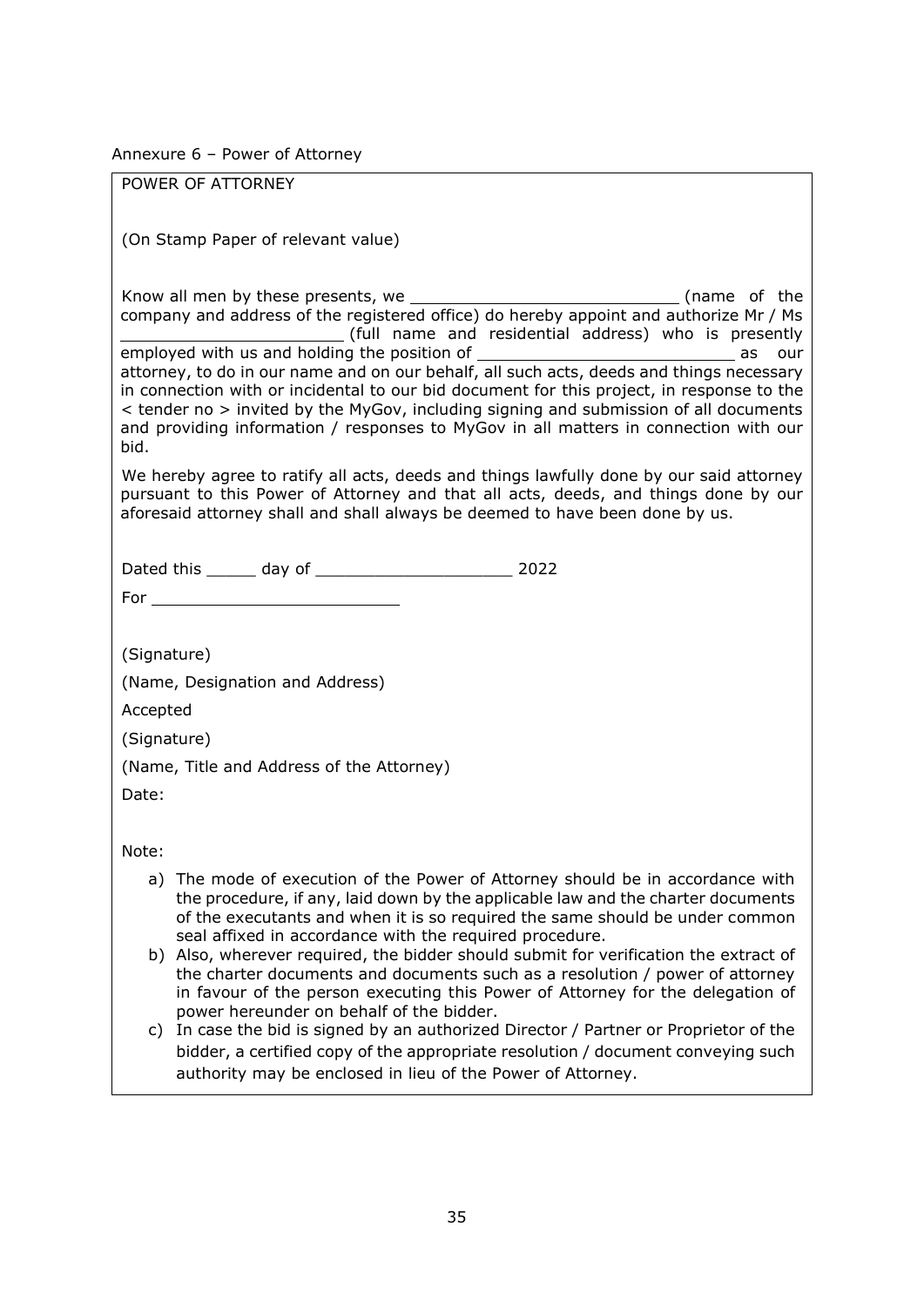Annexure 6 – Power of Attorney

POWER OF ATTORNEY

(On Stamp Paper of relevant value)

Know all men by these presents, we ____________________________ (name of the company and address of the registered office) do hereby appoint and authorize Mr / Ms _______________________ (full name and residential address) who is presently employed with us and holding the position of ___________________________ as our attorney, to do in our name and on our behalf, all such acts, deeds and things necessary in connection with or incidental to our bid document for this project, in response to the < tender no > invited by the MyGov, including signing and submission of all documents and providing information / responses to MyGov in all matters in connection with our bid.

We hereby agree to ratify all acts, deeds and things lawfully done by our said attorney pursuant to this Power of Attorney and that all acts, deeds, and things done by our aforesaid attorney shall and shall always be deemed to have been done by us.

Dated this _____ day of ____________________ 2022

For __________________________

(Signature)

(Name, Designation and Address)

Accepted

(Signature)

(Name, Title and Address of the Attorney)

Date:

Note:

a) The mode of execution of the Power of Attorney should be in accordance with the procedure, if any, laid down by the applicable law and the charter documents of the executants and when it is so required the same should be under common seal affixed in accordance with the required procedure.
b) Also, wherever required, the bidder should submit for verification the extract of the charter documents and documents such as a resolution / power of attorney in favour of the person executing this Power of Attorney for the delegation of power hereunder on behalf of the bidder.
c) In case the bid is signed by an authorized Director / Partner or Proprietor of the bidder, a certified copy of the appropriate resolution / document conveying such authority may be enclosed in lieu of the Power of Attorney.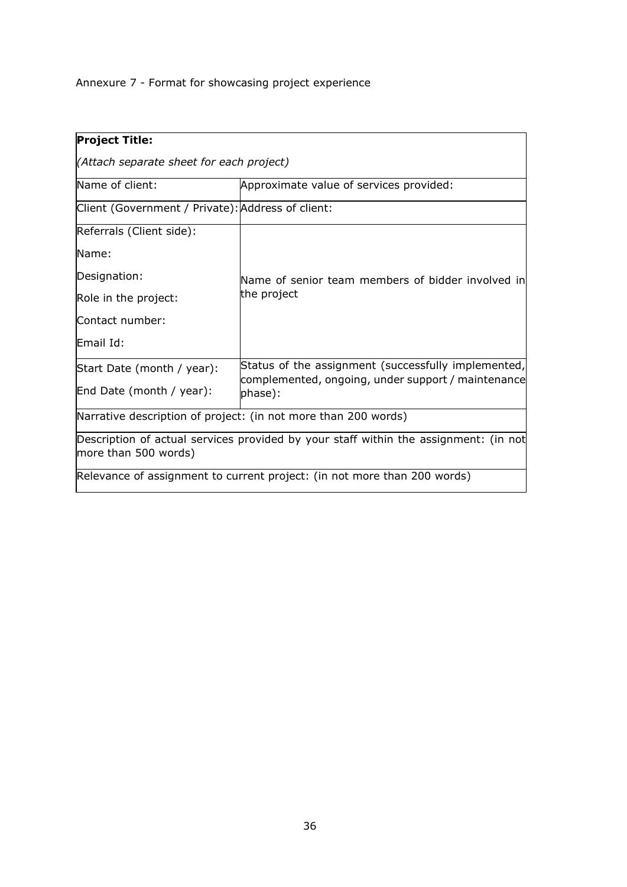Annexure 7 - Format for showcasing project experience

| **Project Title:**<br>*(Attach separate sheet for each project)* | |
|---|---|
| Name of client: | Approximate value of services provided: |
| Client (Government / Private): | Address of client: |
| Referrals (Client side):<br>Name:<br>Designation:<br>Role in the project:<br>Contact number:<br>Email Id: | Name of senior team members of bidder involved in the project |
| Start Date (month / year):<br>End Date (month / year): | Status of the assignment (successfully implemented, complemented, ongoing, under support / maintenance phase): |
| Narrative description of project: (in not more than 200 words) | |
| Description of actual services provided by your staff within the assignment: (in not more than 500 words) | |
| Relevance of assignment to current project: (in not more than 200 words) | |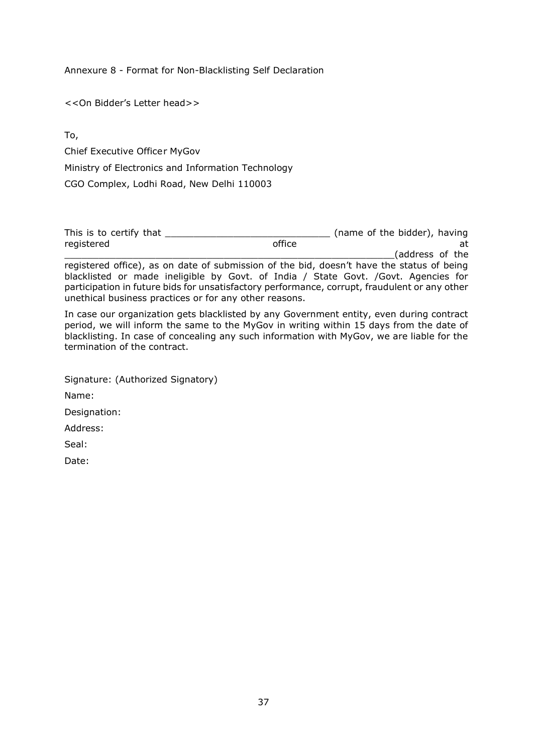Annexure 8 - Format for Non-Blacklisting Self Declaration

<<On Bidder's Letter head>>

To,

Chief Executive Officer MyGov

Ministry of Electronics and Information Technology

CGO Complex, Lodhi Road, New Delhi 110003

This is to certify that ____________________________ (name of the bidder), having registered office at ____________________________________________________________(address of the registered office), as on date of submission of the bid, doesn't have the status of being blacklisted or made ineligible by Govt. of India / State Govt. /Govt. Agencies for participation in future bids for unsatisfactory performance, corrupt, fraudulent or any other unethical business practices or for any other reasons.

In case our organization gets blacklisted by any Government entity, even during contract period, we will inform the same to the MyGov in writing within 15 days from the date of blacklisting. In case of concealing any such information with MyGov, we are liable for the termination of the contract.

Signature: (Authorized Signatory)

Name:

Designation:

Address:

Seal:

Date: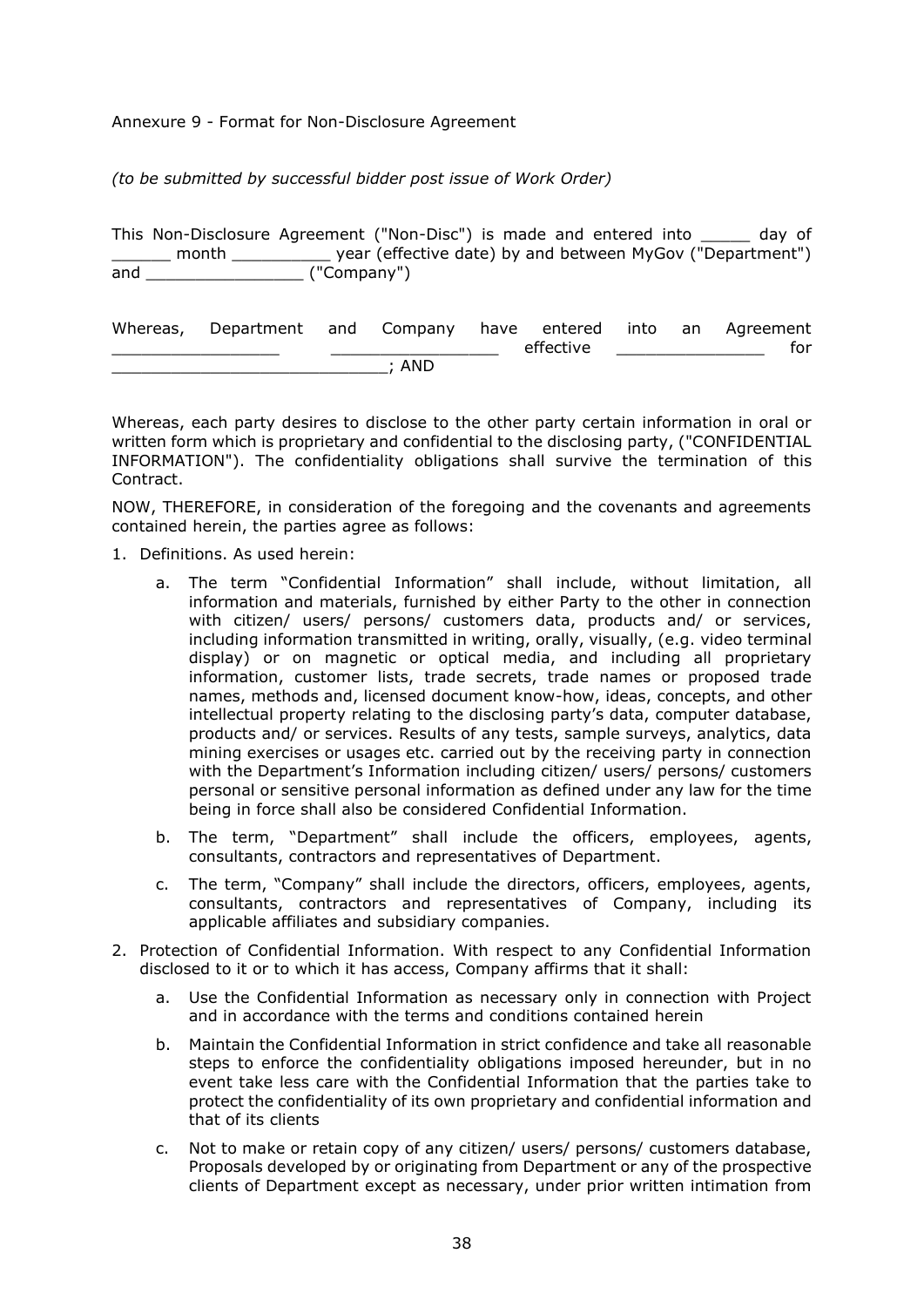Annexure 9 - Format for Non-Disclosure Agreement

*(to be submitted by successful bidder post issue of Work Order)*

This Non-Disclosure Agreement ("Non-Disc") is made and entered into _____ day of ______ month __________ year (effective date) by and between MyGov ("Department") and ________________ ("Company")

Whereas, Department and Company have entered into an Agreement _________________ _________________ effective _______________ for ___________________________; AND

Whereas, each party desires to disclose to the other party certain information in oral or written form which is proprietary and confidential to the disclosing party, ("CONFIDENTIAL INFORMATION"). The confidentiality obligations shall survive the termination of this Contract.

NOW, THEREFORE, in consideration of the foregoing and the covenants and agreements contained herein, the parties agree as follows:

1. Definitions. As used herein:
   a. The term "Confidential Information" shall include, without limitation, all information and materials, furnished by either Party to the other in connection with citizen/ users/ persons/ customers data, products and/ or services, including information transmitted in writing, orally, visually, (e.g. video terminal display) or on magnetic or optical media, and including all proprietary information, customer lists, trade secrets, trade names or proposed trade names, methods and, licensed document know-how, ideas, concepts, and other intellectual property relating to the disclosing party's data, computer database, products and/ or services. Results of any tests, sample surveys, analytics, data mining exercises or usages etc. carried out by the receiving party in connection with the Department's Information including citizen/ users/ persons/ customers personal or sensitive personal information as defined under any law for the time being in force shall also be considered Confidential Information.
   b. The term, "Department" shall include the officers, employees, agents, consultants, contractors and representatives of Department.
   c. The term, "Company" shall include the directors, officers, employees, agents, consultants, contractors and representatives of Company, including its applicable affiliates and subsidiary companies.
2. Protection of Confidential Information. With respect to any Confidential Information disclosed to it or to which it has access, Company affirms that it shall:
   a. Use the Confidential Information as necessary only in connection with Project and in accordance with the terms and conditions contained herein
   b. Maintain the Confidential Information in strict confidence and take all reasonable steps to enforce the confidentiality obligations imposed hereunder, but in no event take less care with the Confidential Information that the parties take to protect the confidentiality of its own proprietary and confidential information and that of its clients
   c. Not to make or retain copy of any citizen/ users/ persons/ customers database, Proposals developed by or originating from Department or any of the prospective clients of Department except as necessary, under prior written intimation from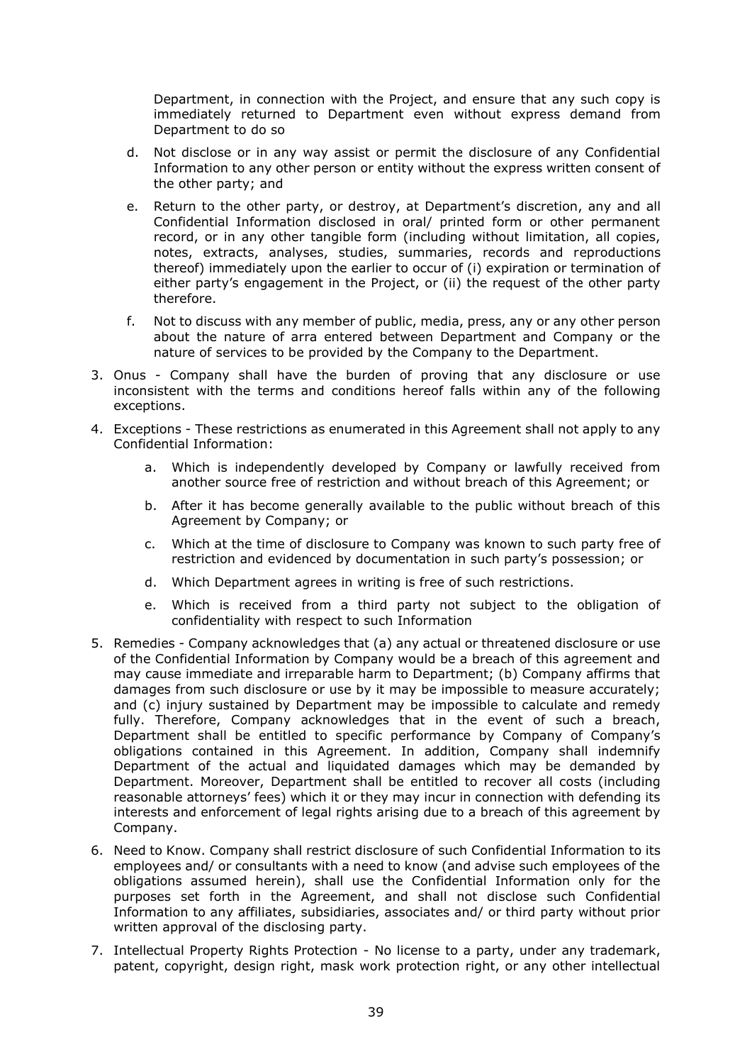Department, in connection with the Project, and ensure that any such copy is immediately returned to Department even without express demand from Department to do so

d. Not disclose or in any way assist or permit the disclosure of any Confidential Information to any other person or entity without the express written consent of the other party; and

e. Return to the other party, or destroy, at Department's discretion, any and all Confidential Information disclosed in oral/ printed form or other permanent record, or in any other tangible form (including without limitation, all copies, notes, extracts, analyses, studies, summaries, records and reproductions thereof) immediately upon the earlier to occur of (i) expiration or termination of either party's engagement in the Project, or (ii) the request of the other party therefore.

f. Not to discuss with any member of public, media, press, any or any other person about the nature of arra entered between Department and Company or the nature of services to be provided by the Company to the Department.

3. Onus - Company shall have the burden of proving that any disclosure or use inconsistent with the terms and conditions hereof falls within any of the following exceptions.

4. Exceptions - These restrictions as enumerated in this Agreement shall not apply to any Confidential Information:

   a. Which is independently developed by Company or lawfully received from another source free of restriction and without breach of this Agreement; or

   b. After it has become generally available to the public without breach of this Agreement by Company; or

   c. Which at the time of disclosure to Company was known to such party free of restriction and evidenced by documentation in such party's possession; or

   d. Which Department agrees in writing is free of such restrictions.

   e. Which is received from a third party not subject to the obligation of confidentiality with respect to such Information

5. Remedies - Company acknowledges that (a) any actual or threatened disclosure or use of the Confidential Information by Company would be a breach of this agreement and may cause immediate and irreparable harm to Department; (b) Company affirms that damages from such disclosure or use by it may be impossible to measure accurately; and (c) injury sustained by Department may be impossible to calculate and remedy fully. Therefore, Company acknowledges that in the event of such a breach, Department shall be entitled to specific performance by Company of Company's obligations contained in this Agreement. In addition, Company shall indemnify Department of the actual and liquidated damages which may be demanded by Department. Moreover, Department shall be entitled to recover all costs (including reasonable attorneys' fees) which it or they may incur in connection with defending its interests and enforcement of legal rights arising due to a breach of this agreement by Company.

6. Need to Know. Company shall restrict disclosure of such Confidential Information to its employees and/ or consultants with a need to know (and advise such employees of the obligations assumed herein), shall use the Confidential Information only for the purposes set forth in the Agreement, and shall not disclose such Confidential Information to any affiliates, subsidiaries, associates and/ or third party without prior written approval of the disclosing party.

7. Intellectual Property Rights Protection - No license to a party, under any trademark, patent, copyright, design right, mask work protection right, or any other intellectual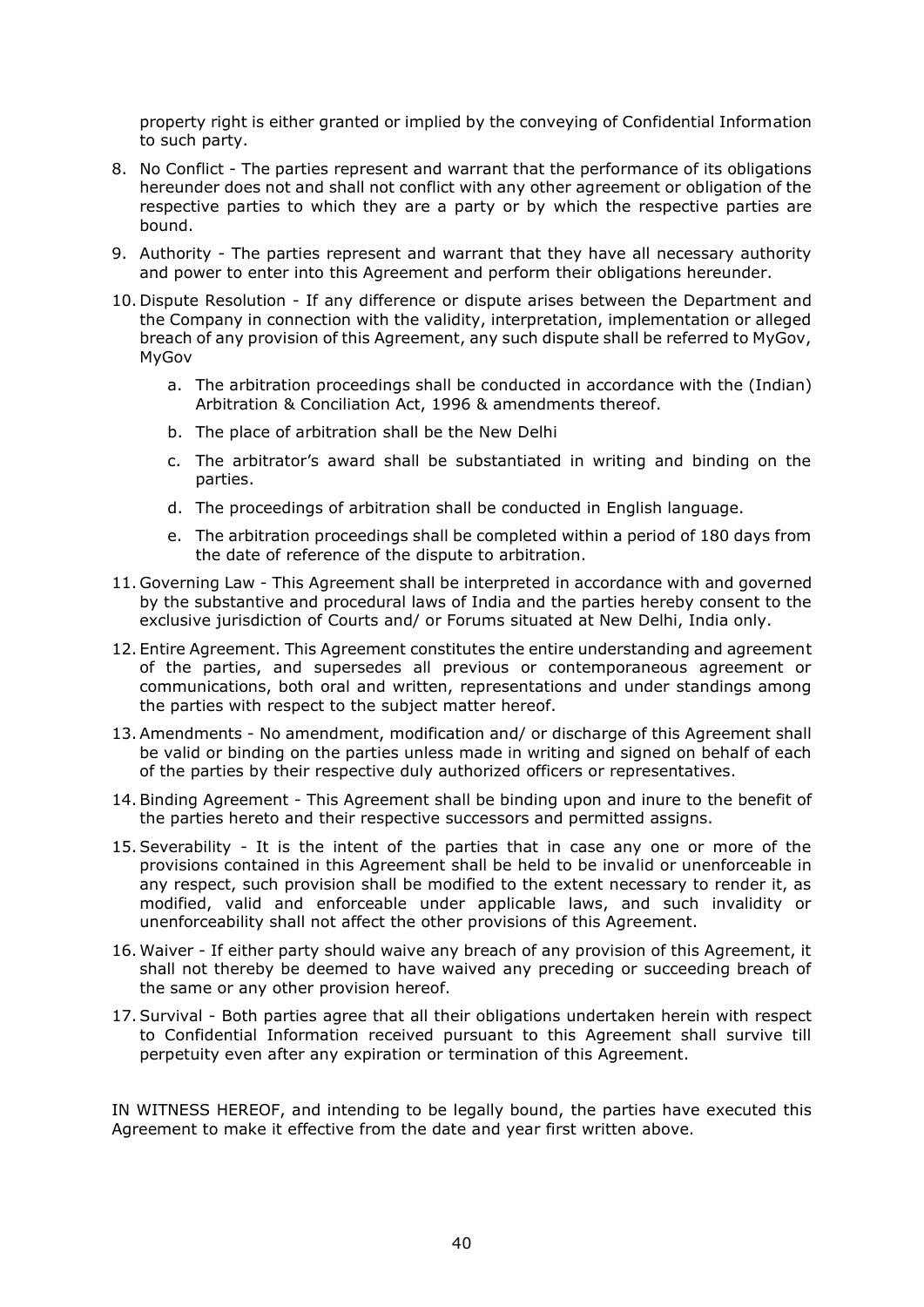property right is either granted or implied by the conveying of Confidential Information to such party.

8. No Conflict - The parties represent and warrant that the performance of its obligations hereunder does not and shall not conflict with any other agreement or obligation of the respective parties to which they are a party or by which the respective parties are bound.

9. Authority - The parties represent and warrant that they have all necessary authority and power to enter into this Agreement and perform their obligations hereunder.

10. Dispute Resolution - If any difference or dispute arises between the Department and the Company in connection with the validity, interpretation, implementation or alleged breach of any provision of this Agreement, any such dispute shall be referred to MyGov, MyGov

    a. The arbitration proceedings shall be conducted in accordance with the (Indian) Arbitration & Conciliation Act, 1996 & amendments thereof.

    b. The place of arbitration shall be the New Delhi

    c. The arbitrator's award shall be substantiated in writing and binding on the parties.

    d. The proceedings of arbitration shall be conducted in English language.

    e. The arbitration proceedings shall be completed within a period of 180 days from the date of reference of the dispute to arbitration.

11. Governing Law - This Agreement shall be interpreted in accordance with and governed by the substantive and procedural laws of India and the parties hereby consent to the exclusive jurisdiction of Courts and/ or Forums situated at New Delhi, India only.

12. Entire Agreement. This Agreement constitutes the entire understanding and agreement of the parties, and supersedes all previous or contemporaneous agreement or communications, both oral and written, representations and under standings among the parties with respect to the subject matter hereof.

13. Amendments - No amendment, modification and/ or discharge of this Agreement shall be valid or binding on the parties unless made in writing and signed on behalf of each of the parties by their respective duly authorized officers or representatives.

14. Binding Agreement - This Agreement shall be binding upon and inure to the benefit of the parties hereto and their respective successors and permitted assigns.

15. Severability - It is the intent of the parties that in case any one or more of the provisions contained in this Agreement shall be held to be invalid or unenforceable in any respect, such provision shall be modified to the extent necessary to render it, as modified, valid and enforceable under applicable laws, and such invalidity or unenforceability shall not affect the other provisions of this Agreement.

16. Waiver - If either party should waive any breach of any provision of this Agreement, it shall not thereby be deemed to have waived any preceding or succeeding breach of the same or any other provision hereof.

17. Survival - Both parties agree that all their obligations undertaken herein with respect to Confidential Information received pursuant to this Agreement shall survive till perpetuity even after any expiration or termination of this Agreement.

IN WITNESS HEREOF, and intending to be legally bound, the parties have executed this Agreement to make it effective from the date and year first written above.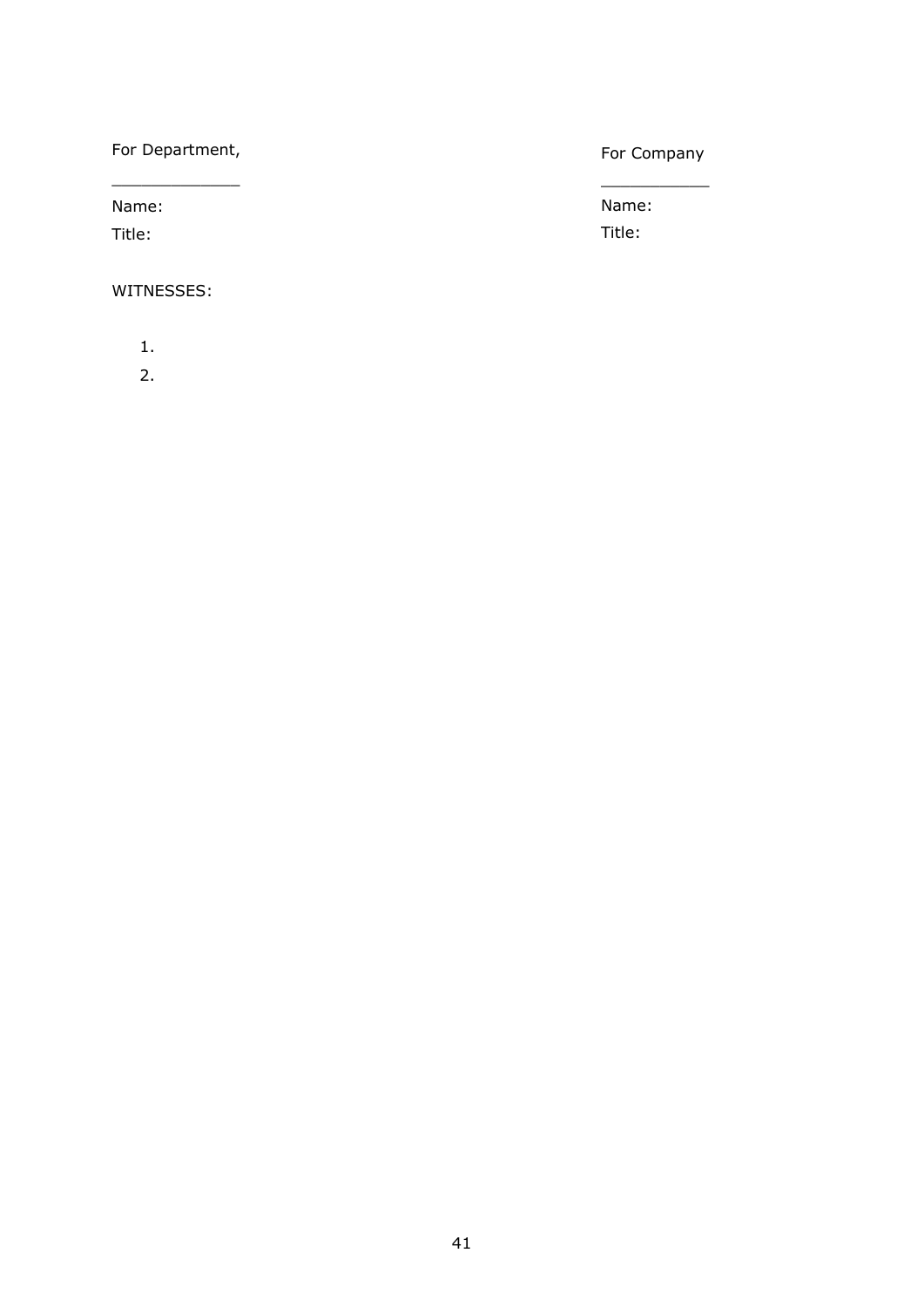For Department,

_____________

Name:

Title:

For Company

___________

Name:

Title:

WITNESSES:

1.
2.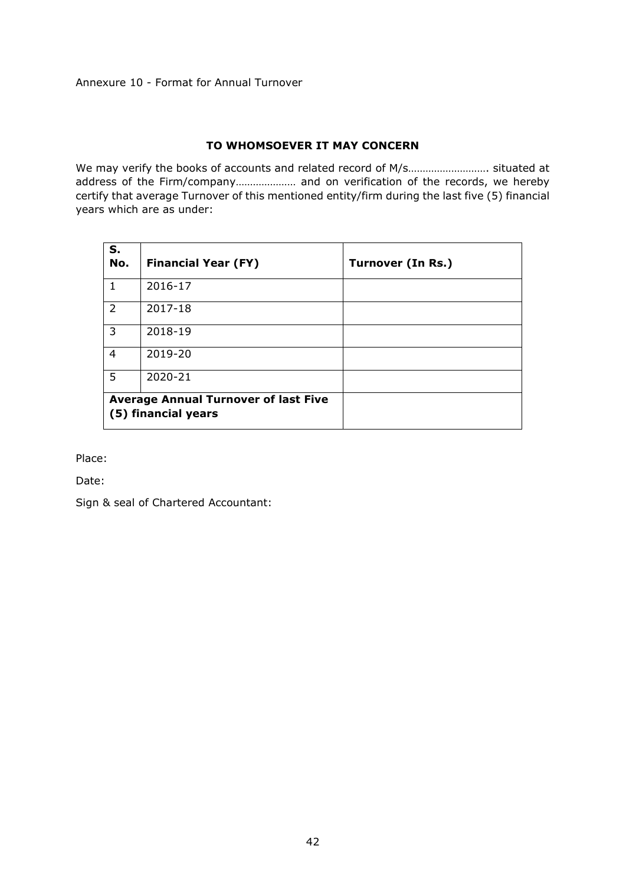Annexure 10 - Format for Annual Turnover

**TO WHOMSOEVER IT MAY CONCERN**

We may verify the books of accounts and related record of M/s………………………. situated at address of the Firm/company………………… and on verification of the records, we hereby certify that average Turnover of this mentioned entity/firm during the last five (5) financial years which are as under:

| S. No. | Financial Year (FY) | Turnover (In Rs.) |
|---|---|---|
| 1 | 2016-17 | |
| 2 | 2017-18 | |
| 3 | 2018-19 | |
| 4 | 2019-20 | |
| 5 | 2020-21 | |
| **Average Annual Turnover of last Five (5) financial years** | | |

Place:

Date:

Sign & seal of Chartered Accountant: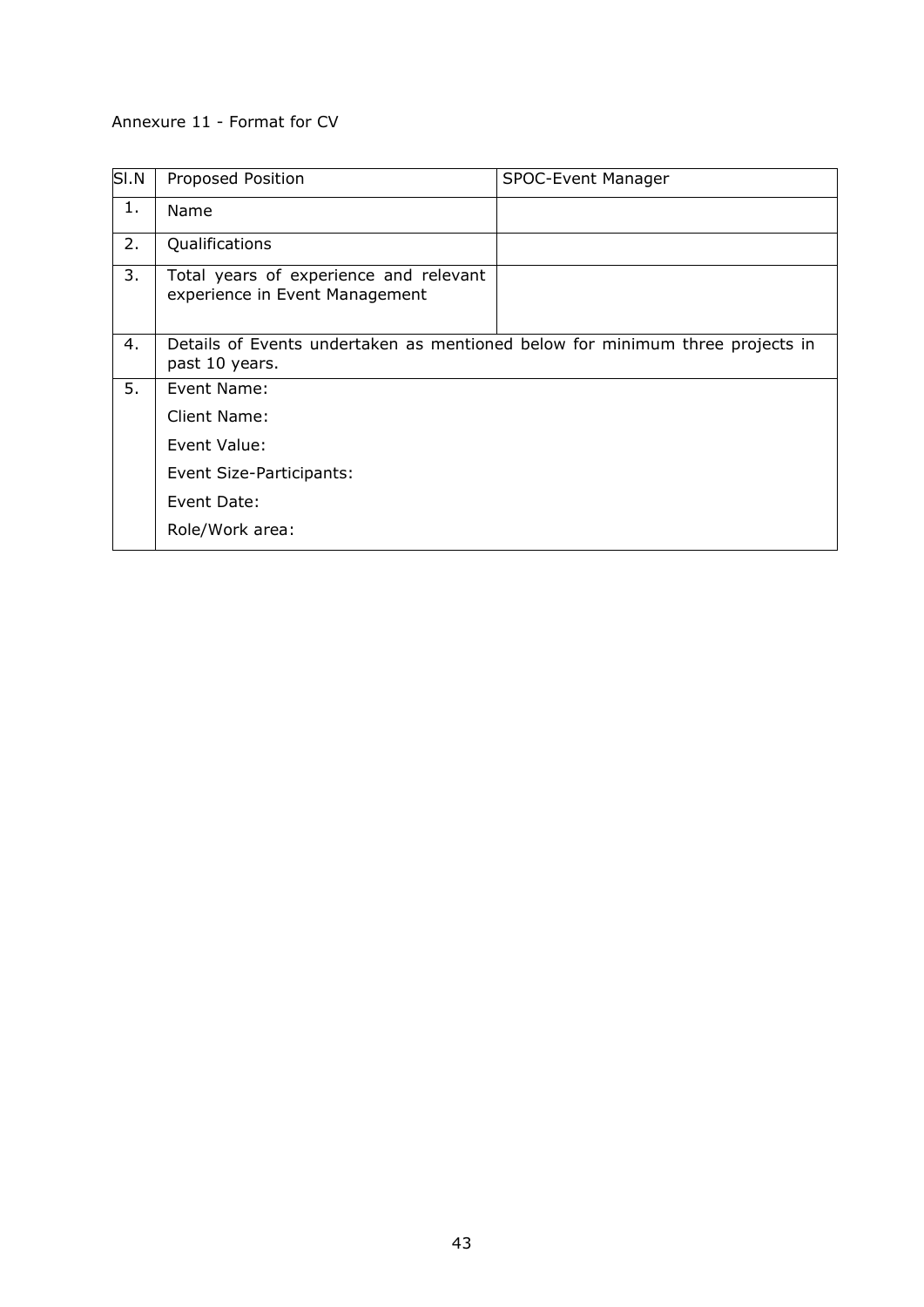Annexure 11 - Format for CV

| Sl.N | Proposed Position | SPOC-Event Manager |
|---|---|---|
| 1. | Name | |
| 2. | Qualifications | |
| 3. | Total years of experience and relevant experience in Event Management | |
| 4. | Details of Events undertaken as mentioned below for minimum three projects in past 10 years. | |
| 5. | Event Name:<br>Client Name:<br>Event Value:<br>Event Size-Participants:<br>Event Date:<br>Role/Work area: | |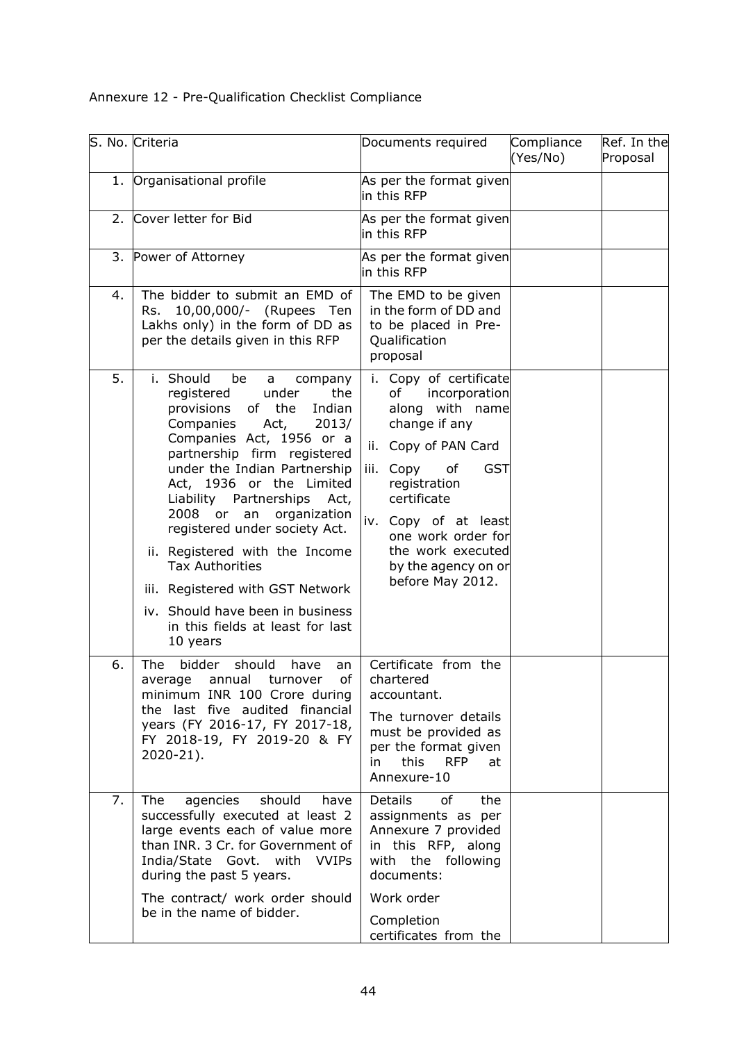Annexure 12 - Pre-Qualification Checklist Compliance

| S. No. | Criteria | Documents required | Compliance (Yes/No) | Ref. In the Proposal |
|---|---|---|---|---|
| 1. | Organisational profile | As per the format given in this RFP | | |
| 2. | Cover letter for Bid | As per the format given in this RFP | | |
| 3. | Power of Attorney | As per the format given in this RFP | | |
| 4. | The bidder to submit an EMD of Rs. 10,00,000/- (Rupees Ten Lakhs only) in the form of DD as per the details given in this RFP | The EMD to be given in the form of DD and to be placed in Pre-Qualification proposal | | |
| 5. | i. Should be a company registered under the provisions of the Indian Companies Act, 2013/ Companies Act, 1956 or a partnership firm registered under the Indian Partnership Act, 1936 or the Limited Liability Partnerships Act, 2008 or an organization registered under society Act.<br>ii. Registered with the Income Tax Authorities<br>iii. Registered with GST Network<br>iv. Should have been in business in this fields at least for last 10 years | i. Copy of certificate of incorporation along with name change if any<br>ii. Copy of PAN Card<br>iii. Copy of GST registration certificate<br>iv. Copy of at least one work order for the work executed by the agency on or before May 2012. | | |
| 6. | The bidder should have an average annual turnover of minimum INR 100 Crore during the last five audited financial years (FY 2016-17, FY 2017-18, FY 2018-19, FY 2019-20 & FY 2020-21). | Certificate from the chartered accountant.<br>The turnover details must be provided as per the format given in this RFP at Annexure-10 | | |
| 7. | The agencies should have successfully executed at least 2 large events each of value more than INR. 3 Cr. for Government of India/State Govt. with VVIPs during the past 5 years.<br>The contract/ work order should be in the name of bidder. | Details of the assignments as per Annexure 7 provided in this RFP, along with the following documents:<br>Work order<br>Completion certificates from the | | |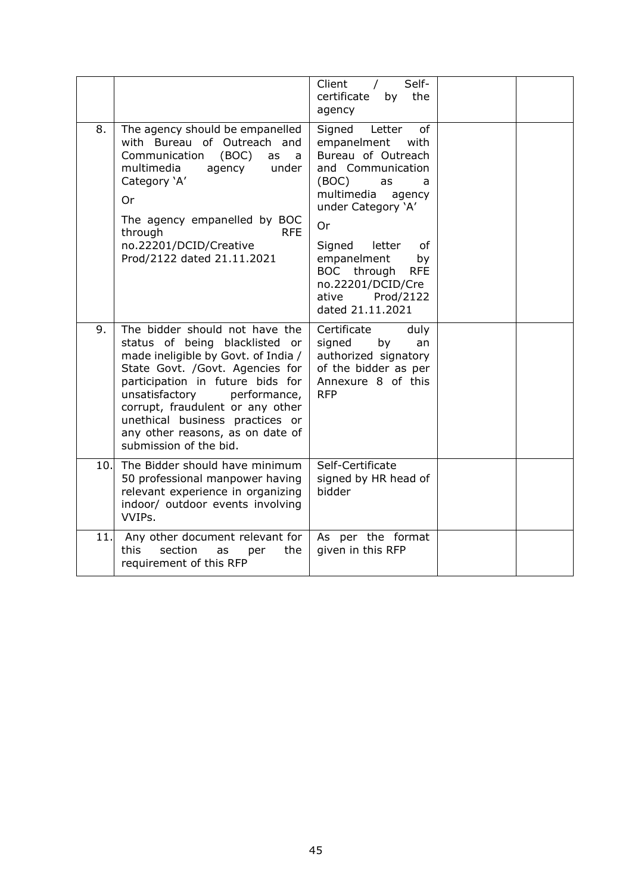| | | | | |
|---|---|---|---|---|
| | | Client / Self-certificate by the agency | | |
| 8. | The agency should be empanelled with Bureau of Outreach and Communication (BOC) as a multimedia agency under Category 'A'<br><br>Or<br><br>The agency empanelled by BOC through RFE no.22201/DCID/Creative Prod/2122 dated 21.11.2021 | Signed Letter of empanelment with Bureau of Outreach and Communication (BOC) as a multimedia agency under Category 'A'<br><br>Or<br><br>Signed letter of empanelment by BOC through RFE no.22201/DCID/Creative Prod/2122 dated 21.11.2021 | | |
| 9. | The bidder should not have the status of being blacklisted or made ineligible by Govt. of India / State Govt. /Govt. Agencies for participation in future bids for unsatisfactory performance, corrupt, fraudulent or any other unethical business practices or any other reasons, as on date of submission of the bid. | Certificate duly signed by an authorized signatory of the bidder as per Annexure 8 of this RFP | | |
| 10. | The Bidder should have minimum 50 professional manpower having relevant experience in organizing indoor/ outdoor events involving VVIPs. | Self-Certificate signed by HR head of bidder | | |
| 11. | Any other document relevant for this section as per the requirement of this RFP | As per the format given in this RFP | | |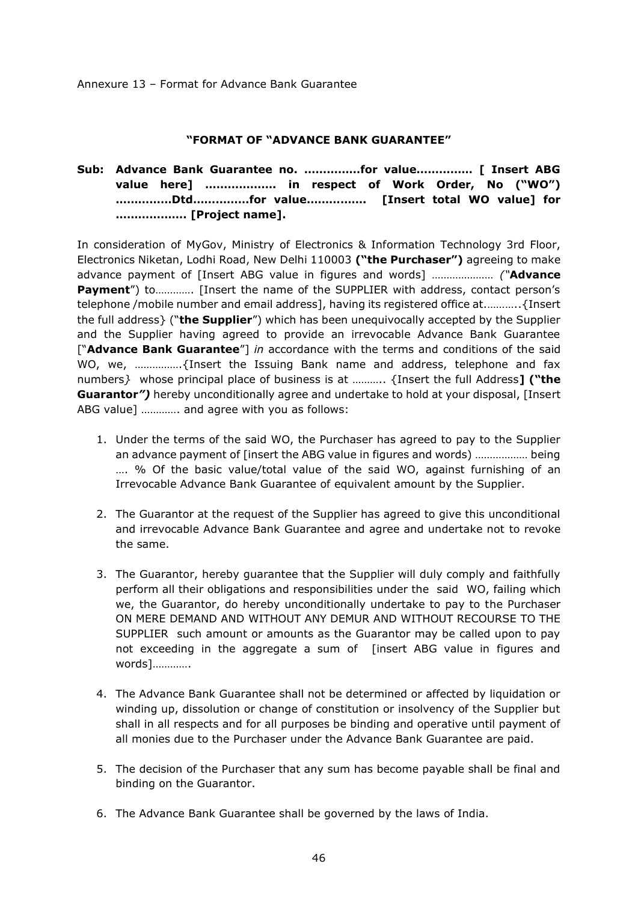Annexure 13 – Format for Advance Bank Guarantee

**"FORMAT OF "ADVANCE BANK GUARANTEE"**

**Sub: Advance Bank Guarantee no. ……………for value…………… [ Insert ABG value here] ……………… in respect of Work Order, No ("WO") ……………Dtd……………for value……………. [Insert total WO value] for ……………… [Project name].**

In consideration of MyGov, Ministry of Electronics & Information Technology 3rd Floor, Electronics Niketan, Lodhi Road, New Delhi 110003 **("the Purchaser")** agreeing to make advance payment of [Insert ABG value in figures and words] ………………… *("***Advance Payment**") to…………. [Insert the name of the SUPPLIER with address, contact person's telephone /mobile number and email address], having its registered office at………..{Insert the full address} ("**the Supplier**") which has been unequivocally accepted by the Supplier and the Supplier having agreed to provide an irrevocable Advance Bank Guarantee ["**Advance Bank Guarantee**"] *in* accordance with the terms and conditions of the said WO, we, …………….{Insert the Issuing Bank name and address, telephone and fax numbers*}* whose principal place of business is at ……….. {Insert the full Address**] ("the Guarantor*")*** hereby unconditionally agree and undertake to hold at your disposal, [Insert ABG value] …………. and agree with you as follows:

1. Under the terms of the said WO, the Purchaser has agreed to pay to the Supplier an advance payment of [insert the ABG value in figures and words) ……………… being …. % Of the basic value/total value of the said WO, against furnishing of an Irrevocable Advance Bank Guarantee of equivalent amount by the Supplier.

2. The Guarantor at the request of the Supplier has agreed to give this unconditional and irrevocable Advance Bank Guarantee and agree and undertake not to revoke the same.

3. The Guarantor, hereby guarantee that the Supplier will duly comply and faithfully perform all their obligations and responsibilities under the said WO, failing which we, the Guarantor, do hereby unconditionally undertake to pay to the Purchaser ON MERE DEMAND AND WITHOUT ANY DEMUR AND WITHOUT RECOURSE TO THE SUPPLIER such amount or amounts as the Guarantor may be called upon to pay not exceeding in the aggregate a sum of [insert ABG value in figures and words]………….

4. The Advance Bank Guarantee shall not be determined or affected by liquidation or winding up, dissolution or change of constitution or insolvency of the Supplier but shall in all respects and for all purposes be binding and operative until payment of all monies due to the Purchaser under the Advance Bank Guarantee are paid.

5. The decision of the Purchaser that any sum has become payable shall be final and binding on the Guarantor.

6. The Advance Bank Guarantee shall be governed by the laws of India.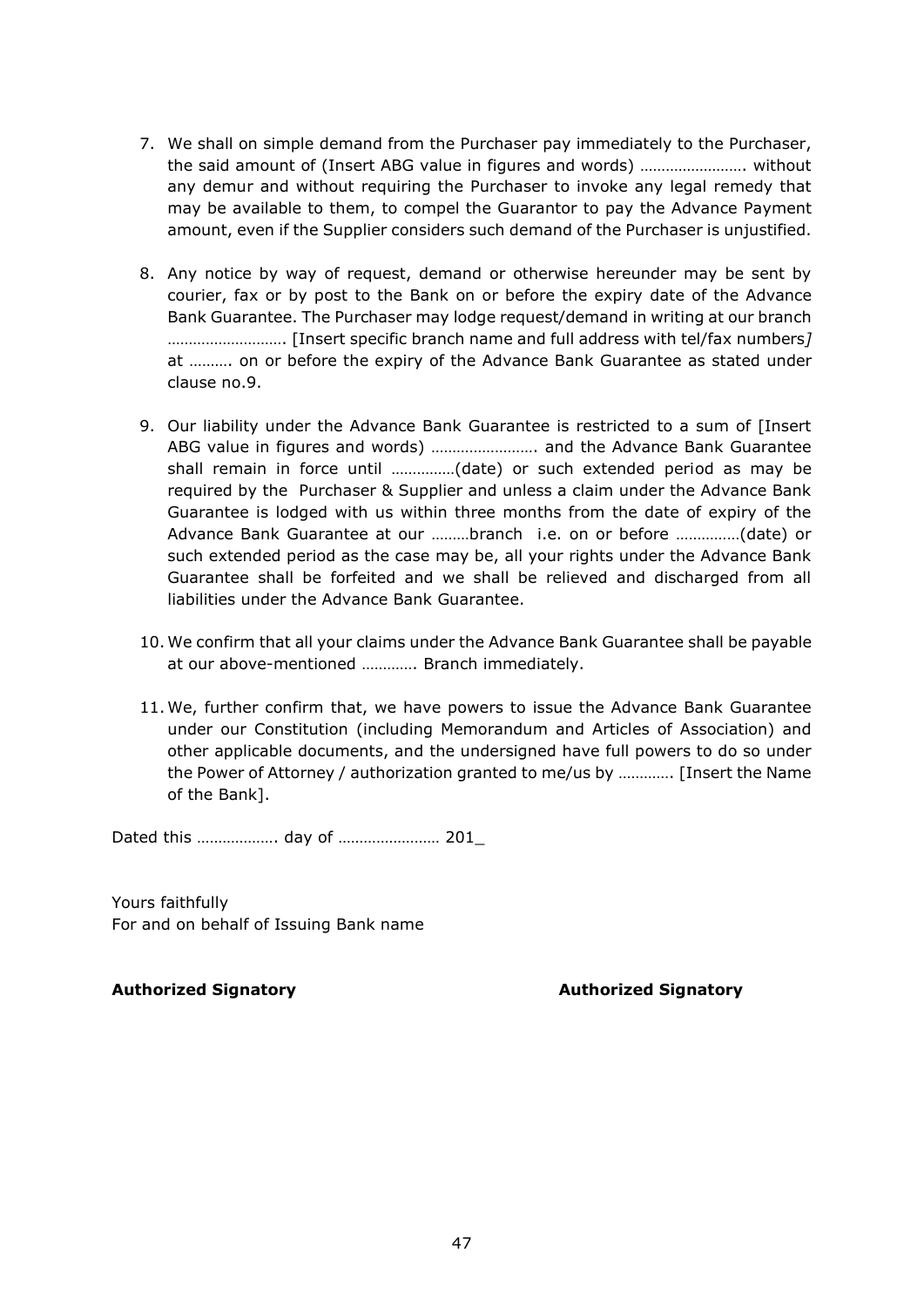7. We shall on simple demand from the Purchaser pay immediately to the Purchaser, the said amount of (Insert ABG value in figures and words) ……………………. without any demur and without requiring the Purchaser to invoke any legal remedy that may be available to them, to compel the Guarantor to pay the Advance Payment amount, even if the Supplier considers such demand of the Purchaser is unjustified.

8. Any notice by way of request, demand or otherwise hereunder may be sent by courier, fax or by post to the Bank on or before the expiry date of the Advance Bank Guarantee. The Purchaser may lodge request/demand in writing at our branch ………………………. [Insert specific branch name and full address with tel/fax numbers*]* at ………. on or before the expiry of the Advance Bank Guarantee as stated under clause no.9.

9. Our liability under the Advance Bank Guarantee is restricted to a sum of [Insert ABG value in figures and words) ……………………. and the Advance Bank Guarantee shall remain in force until ……………(date) or such extended period as may be required by the Purchaser & Supplier and unless a claim under the Advance Bank Guarantee is lodged with us within three months from the date of expiry of the Advance Bank Guarantee at our ………branch i.e. on or before ……………(date) or such extended period as the case may be, all your rights under the Advance Bank Guarantee shall be forfeited and we shall be relieved and discharged from all liabilities under the Advance Bank Guarantee.

10. We confirm that all your claims under the Advance Bank Guarantee shall be payable at our above-mentioned …………. Branch immediately.

11. We, further confirm that, we have powers to issue the Advance Bank Guarantee under our Constitution (including Memorandum and Articles of Association) and other applicable documents, and the undersigned have full powers to do so under the Power of Attorney / authorization granted to me/us by …………. [Insert the Name of the Bank].

Dated this ………………. day of …………………… 201_

Yours faithfully
For and on behalf of Issuing Bank name

**Authorized Signatory** **Authorized Signatory**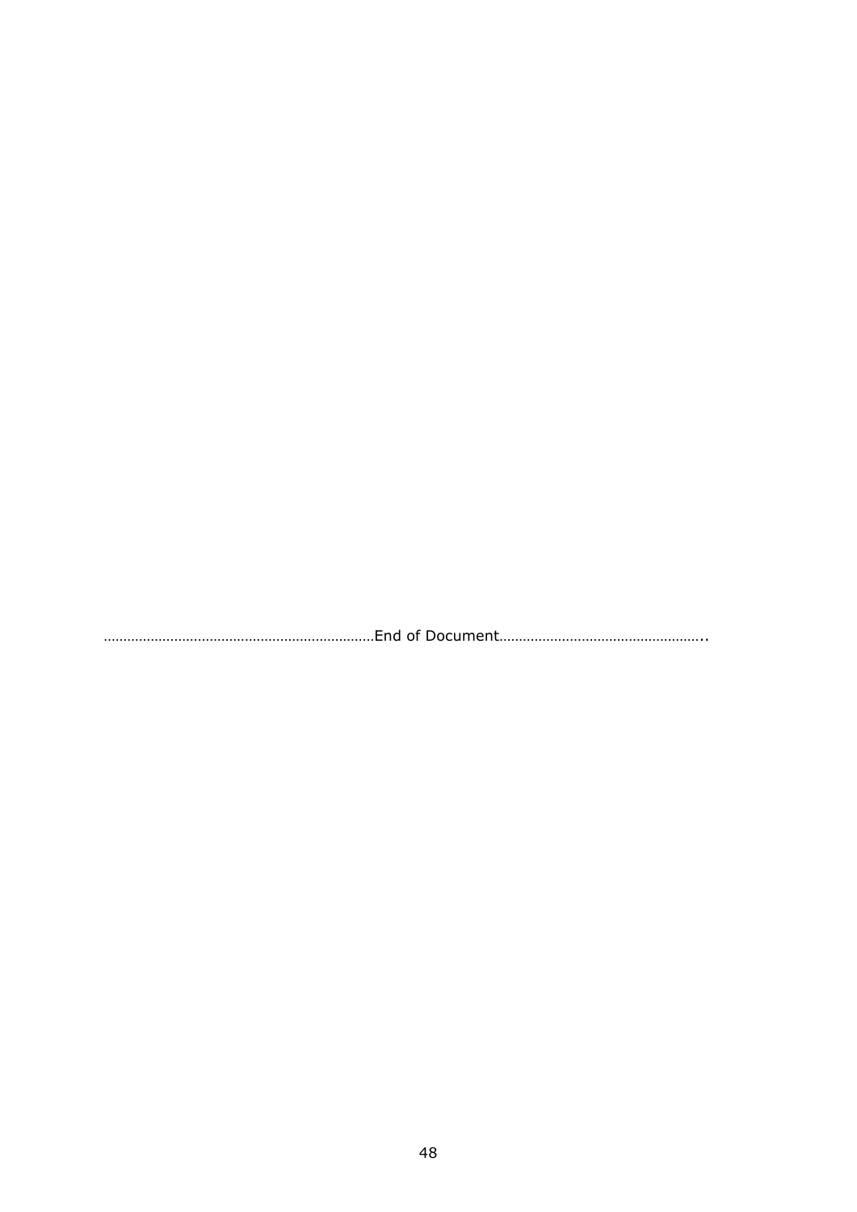……………………………………………………………End of Document……………………………………………..